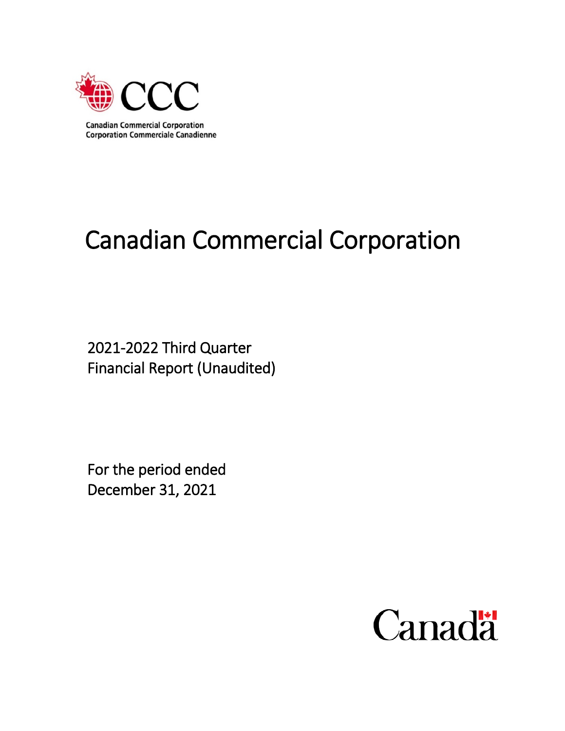CCC

Canadian Commercial Corporation
Corporation Commerciale Canadienne

# Canadian Commercial Corporation

2021-2022 Third Quarter
Financial Report (Unaudited)

For the period ended
December 31, 2021

Canada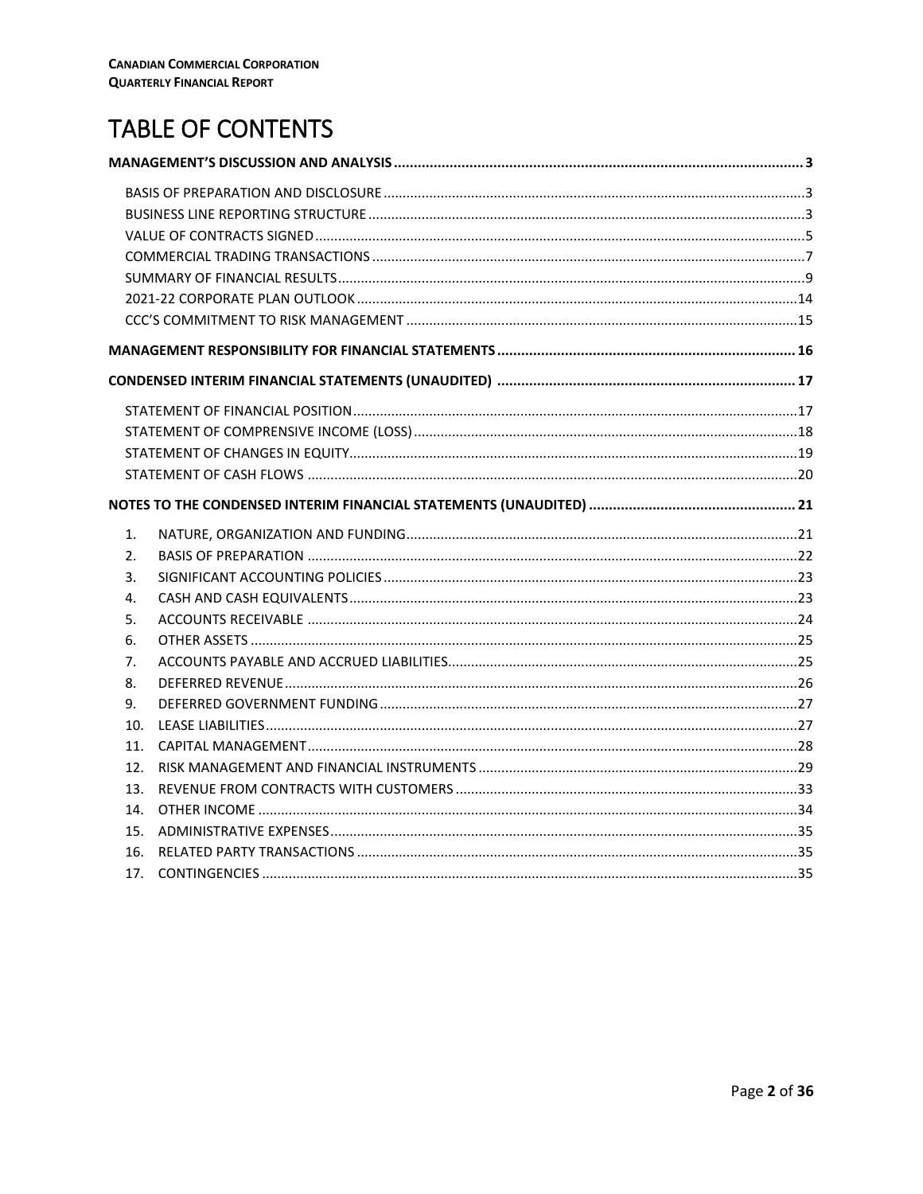# TABLE OF CONTENTS

**MANAGEMENT'S DISCUSSION AND ANALYSIS** ..... 3

- BASIS OF PREPARATION AND DISCLOSURE ..... 3
- BUSINESS LINE REPORTING STRUCTURE ..... 3
- VALUE OF CONTRACTS SIGNED ..... 5
- COMMERCIAL TRADING TRANSACTIONS ..... 7
- SUMMARY OF FINANCIAL RESULTS ..... 9
- 2021-22 CORPORATE PLAN OUTLOOK ..... 14
- CCC'S COMMITMENT TO RISK MANAGEMENT ..... 15

**MANAGEMENT RESPONSIBILITY FOR FINANCIAL STATEMENTS** ..... 16

**CONDENSED INTERIM FINANCIAL STATEMENTS (UNAUDITED)** ..... 17

- STATEMENT OF FINANCIAL POSITION ..... 17
- STATEMENT OF COMPRENSIVE INCOME (LOSS) ..... 18
- STATEMENT OF CHANGES IN EQUITY ..... 19
- STATEMENT OF CASH FLOWS ..... 20

**NOTES TO THE CONDENSED INTERIM FINANCIAL STATEMENTS (UNAUDITED)** ..... 21

1. NATURE, ORGANIZATION AND FUNDING ..... 21
2. BASIS OF PREPARATION ..... 22
3. SIGNIFICANT ACCOUNTING POLICIES ..... 23
4. CASH AND CASH EQUIVALENTS ..... 23
5. ACCOUNTS RECEIVABLE ..... 24
6. OTHER ASSETS ..... 25
7. ACCOUNTS PAYABLE AND ACCRUED LIABILITIES ..... 25
8. DEFERRED REVENUE ..... 26
9. DEFERRED GOVERNMENT FUNDING ..... 27
10. LEASE LIABILITIES ..... 27
11. CAPITAL MANAGEMENT ..... 28
12. RISK MANAGEMENT AND FINANCIAL INSTRUMENTS ..... 29
13. REVENUE FROM CONTRACTS WITH CUSTOMERS ..... 33
14. OTHER INCOME ..... 34
15. ADMINISTRATIVE EXPENSES ..... 35
16. RELATED PARTY TRANSACTIONS ..... 35
17. CONTINGENCIES ..... 35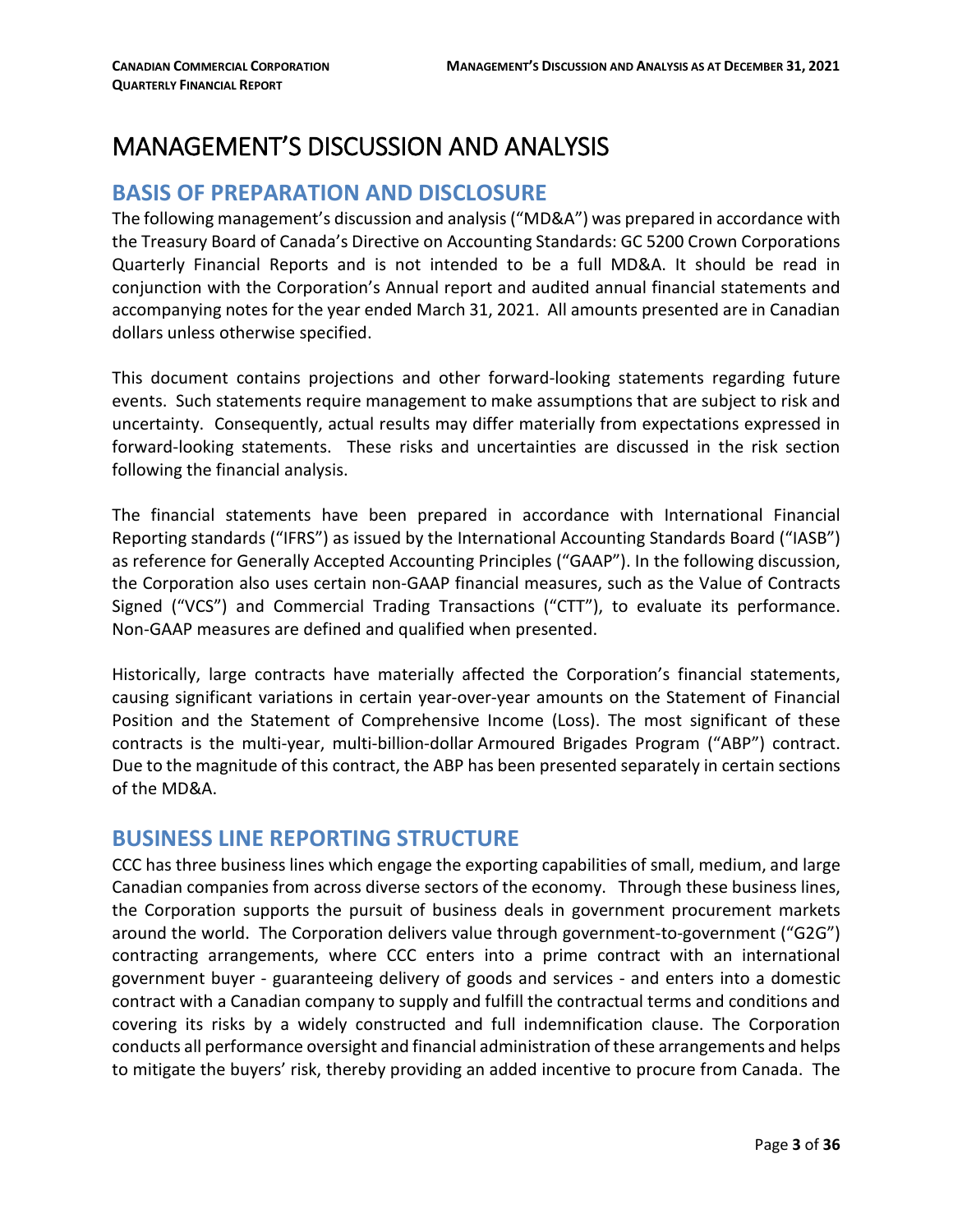# MANAGEMENT'S DISCUSSION AND ANALYSIS

## BASIS OF PREPARATION AND DISCLOSURE

The following management's discussion and analysis ("MD&A") was prepared in accordance with the Treasury Board of Canada's Directive on Accounting Standards: GC 5200 Crown Corporations Quarterly Financial Reports and is not intended to be a full MD&A. It should be read in conjunction with the Corporation's Annual report and audited annual financial statements and accompanying notes for the year ended March 31, 2021. All amounts presented are in Canadian dollars unless otherwise specified.

This document contains projections and other forward-looking statements regarding future events. Such statements require management to make assumptions that are subject to risk and uncertainty. Consequently, actual results may differ materially from expectations expressed in forward-looking statements. These risks and uncertainties are discussed in the risk section following the financial analysis.

The financial statements have been prepared in accordance with International Financial Reporting standards ("IFRS") as issued by the International Accounting Standards Board ("IASB") as reference for Generally Accepted Accounting Principles ("GAAP"). In the following discussion, the Corporation also uses certain non-GAAP financial measures, such as the Value of Contracts Signed ("VCS") and Commercial Trading Transactions ("CTT"), to evaluate its performance. Non-GAAP measures are defined and qualified when presented.

Historically, large contracts have materially affected the Corporation's financial statements, causing significant variations in certain year-over-year amounts on the Statement of Financial Position and the Statement of Comprehensive Income (Loss). The most significant of these contracts is the multi-year, multi-billion-dollar Armoured Brigades Program ("ABP") contract. Due to the magnitude of this contract, the ABP has been presented separately in certain sections of the MD&A.

## BUSINESS LINE REPORTING STRUCTURE

CCC has three business lines which engage the exporting capabilities of small, medium, and large Canadian companies from across diverse sectors of the economy. Through these business lines, the Corporation supports the pursuit of business deals in government procurement markets around the world. The Corporation delivers value through government-to-government ("G2G") contracting arrangements, where CCC enters into a prime contract with an international government buyer - guaranteeing delivery of goods and services - and enters into a domestic contract with a Canadian company to supply and fulfill the contractual terms and conditions and covering its risks by a widely constructed and full indemnification clause. The Corporation conducts all performance oversight and financial administration of these arrangements and helps to mitigate the buyers' risk, thereby providing an added incentive to procure from Canada. The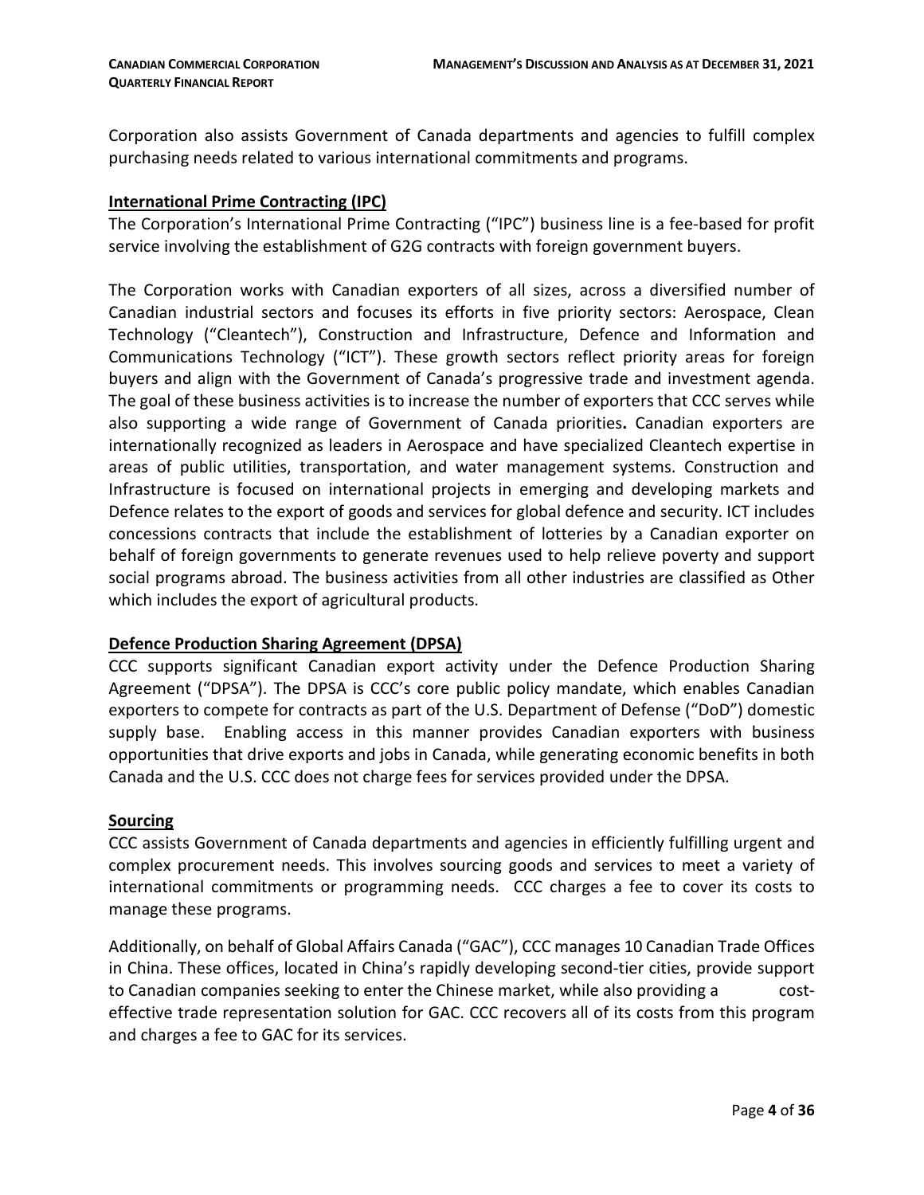Corporation also assists Government of Canada departments and agencies to fulfill complex purchasing needs related to various international commitments and programs.

## International Prime Contracting (IPC)

The Corporation's International Prime Contracting ("IPC") business line is a fee-based for profit service involving the establishment of G2G contracts with foreign government buyers.

The Corporation works with Canadian exporters of all sizes, across a diversified number of Canadian industrial sectors and focuses its efforts in five priority sectors: Aerospace, Clean Technology ("Cleantech"), Construction and Infrastructure, Defence and Information and Communications Technology ("ICT"). These growth sectors reflect priority areas for foreign buyers and align with the Government of Canada's progressive trade and investment agenda. The goal of these business activities is to increase the number of exporters that CCC serves while also supporting a wide range of Government of Canada priorities**.** Canadian exporters are internationally recognized as leaders in Aerospace and have specialized Cleantech expertise in areas of public utilities, transportation, and water management systems. Construction and Infrastructure is focused on international projects in emerging and developing markets and Defence relates to the export of goods and services for global defence and security. ICT includes concessions contracts that include the establishment of lotteries by a Canadian exporter on behalf of foreign governments to generate revenues used to help relieve poverty and support social programs abroad. The business activities from all other industries are classified as Other which includes the export of agricultural products.

## Defence Production Sharing Agreement (DPSA)

CCC supports significant Canadian export activity under the Defence Production Sharing Agreement ("DPSA"). The DPSA is CCC's core public policy mandate, which enables Canadian exporters to compete for contracts as part of the U.S. Department of Defense ("DoD") domestic supply base. Enabling access in this manner provides Canadian exporters with business opportunities that drive exports and jobs in Canada, while generating economic benefits in both Canada and the U.S. CCC does not charge fees for services provided under the DPSA.

## Sourcing

CCC assists Government of Canada departments and agencies in efficiently fulfilling urgent and complex procurement needs. This involves sourcing goods and services to meet a variety of international commitments or programming needs. CCC charges a fee to cover its costs to manage these programs.

Additionally, on behalf of Global Affairs Canada ("GAC"), CCC manages 10 Canadian Trade Offices in China. These offices, located in China's rapidly developing second-tier cities, provide support to Canadian companies seeking to enter the Chinese market, while also providing a cost-effective trade representation solution for GAC. CCC recovers all of its costs from this program and charges a fee to GAC for its services.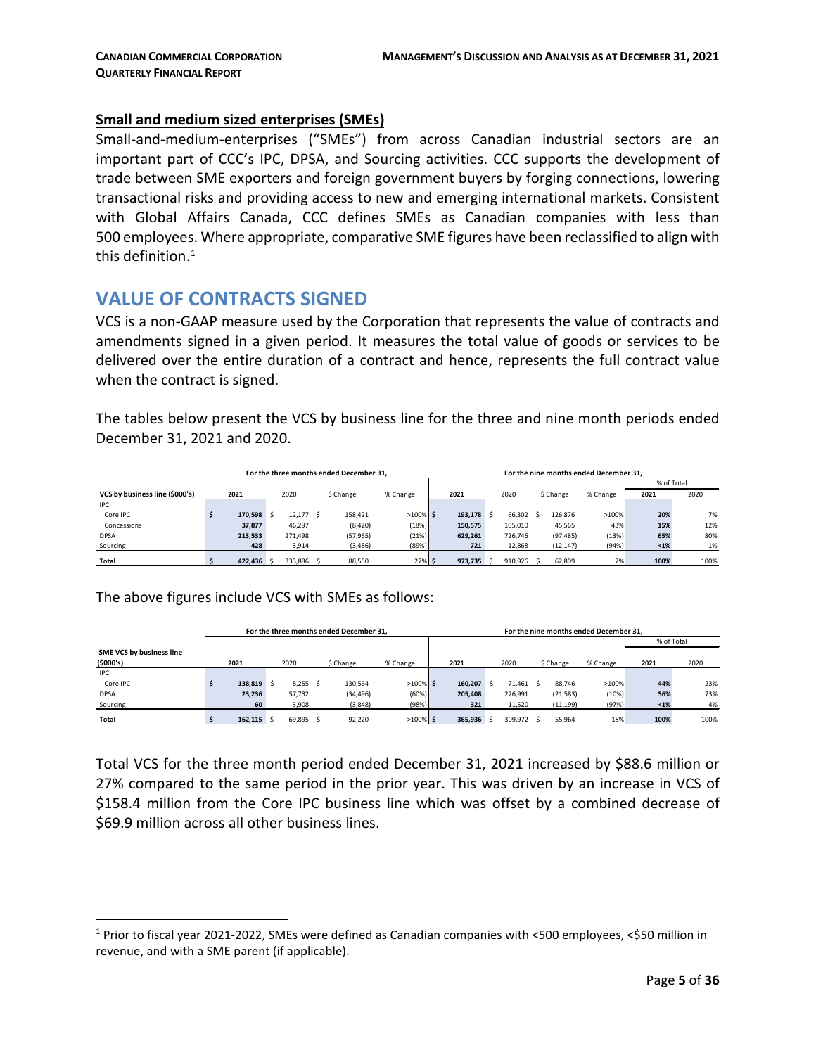### Small and medium sized enterprises (SMEs)

Small-and-medium-enterprises ("SMEs") from across Canadian industrial sectors are an important part of CCC's IPC, DPSA, and Sourcing activities. CCC supports the development of trade between SME exporters and foreign government buyers by forging connections, lowering transactional risks and providing access to new and emerging international markets. Consistent with Global Affairs Canada, CCC defines SMEs as Canadian companies with less than 500 employees. Where appropriate, comparative SME figures have been reclassified to align with this definition.[1]

## VALUE OF CONTRACTS SIGNED

VCS is a non-GAAP measure used by the Corporation that represents the value of contracts and amendments signed in a given period. It measures the total value of goods or services to be delivered over the entire duration of a contract and hence, represents the full contract value when the contract is signed.

The tables below present the VCS by business line for the three and nine month periods ended December 31, 2021 and 2020.

| | For the three months ended December 31, | | | | For the nine months ended December 31, | | | | | |
|---|---|---|---|---|---|---|---|---|---|---|
| | | | | | | | | | % of Total | |
| VCS by business line ($000's) | 2021 | 2020 | $ Change | % Change | 2021 | 2020 | $ Change | % Change | 2021 | 2020 |
| IPC | | | | | | | | | | |
| Core IPC | $ 170,598 | $ 12,177 | $ 158,421 | >100% | $ 193,178 | $ 66,302 | $ 126,876 | >100% | 20% | 7% |
| Concessions | 37,877 | 46,297 | (8,420) | (18%) | 150,575 | 105,010 | 45,565 | 43% | 15% | 12% |
| DPSA | 213,533 | 271,498 | (57,965) | (21%) | 629,261 | 726,746 | (97,485) | (13%) | 65% | 80% |
| Sourcing | 428 | 3,914 | (3,486) | (89%) | 721 | 12,868 | (12,147) | (94%) | <1% | 1% |
| Total | $ 422,436 | $ 333,886 | $ 88,550 | 27% | $ 973,735 | $ 910,926 | $ 62,809 | 7% | 100% | 100% |

The above figures include VCS with SMEs as follows:

| | For the three months ended December 31, | | | | For the nine months ended December 31, | | | | | |
|---|---|---|---|---|---|---|---|---|---|---|
| | | | | | | | | | % of Total | |
| SME VCS by business line ($000's) | 2021 | 2020 | $ Change | % Change | 2021 | 2020 | $ Change | % Change | 2021 | 2020 |
| IPC | | | | | | | | | | |
| Core IPC | $ 138,819 | $ 8,255 | $ 130,564 | >100% | $ 160,207 | $ 71,461 | $ 88,746 | >100% | 44% | 23% |
| DPSA | 23,236 | 57,732 | (34,496) | (60%) | 205,408 | 226,991 | (21,583) | (10%) | 56% | 73% |
| Sourcing | 60 | 3,908 | (3,848) | (98%) | 321 | 11,520 | (11,199) | (97%) | <1% | 4% |
| Total | $ 162,115 | $ 69,895 | $ 92,220 | >100% | $ 365,936 | $ 309,972 | $ 55,964 | 18% | 100% | 100% |

Total VCS for the three month period ended December 31, 2021 increased by $88.6 million or 27% compared to the same period in the prior year. This was driven by an increase in VCS of $158.4 million from the Core IPC business line which was offset by a combined decrease of $69.9 million across all other business lines.

[1] Prior to fiscal year 2021-2022, SMEs were defined as Canadian companies with <500 employees, <$50 million in revenue, and with a SME parent (if applicable).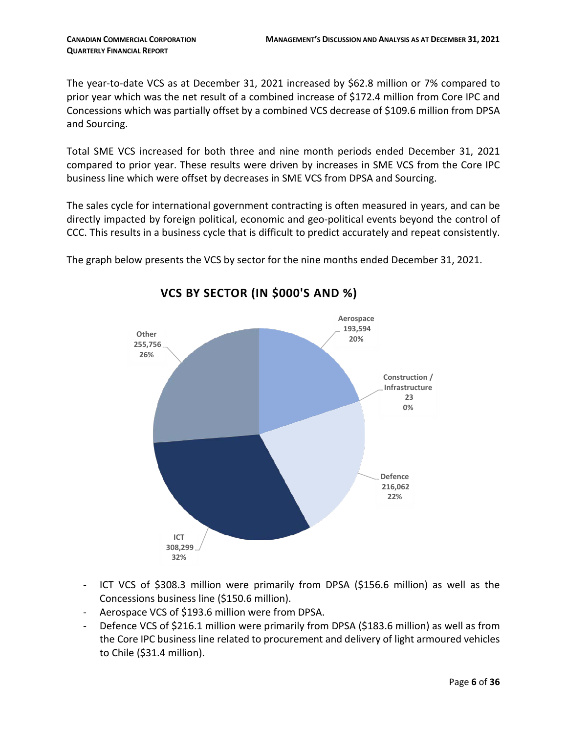The year-to-date VCS as at December 31, 2021 increased by $62.8 million or 7% compared to prior year which was the net result of a combined increase of $172.4 million from Core IPC and Concessions which was partially offset by a combined VCS decrease of $109.6 million from DPSA and Sourcing.

Total SME VCS increased for both three and nine month periods ended December 31, 2021 compared to prior year. These results were driven by increases in SME VCS from the Core IPC business line which were offset by decreases in SME VCS from DPSA and Sourcing.

The sales cycle for international government contracting is often measured in years, and can be directly impacted by foreign political, economic and geo-political events beyond the control of CCC. This results in a business cycle that is difficult to predict accurately and repeat consistently.

The graph below presents the VCS by sector for the nine months ended December 31, 2021.

**VCS BY SECTOR (IN $000'S AND %)**

| Sector | VCS ($000's) | % |
|---|---|---|
| Aerospace | 193,594 | 20% |
| Construction / Infrastructure | 23 | 0% |
| Defence | 216,062 | 22% |
| ICT | 308,299 | 32% |
| Other | 255,756 | 26% |

- ICT VCS of $308.3 million were primarily from DPSA ($156.6 million) as well as the Concessions business line ($150.6 million).
- Aerospace VCS of $193.6 million were from DPSA.
- Defence VCS of $216.1 million were primarily from DPSA ($183.6 million) as well as from the Core IPC business line related to procurement and delivery of light armoured vehicles to Chile ($31.4 million).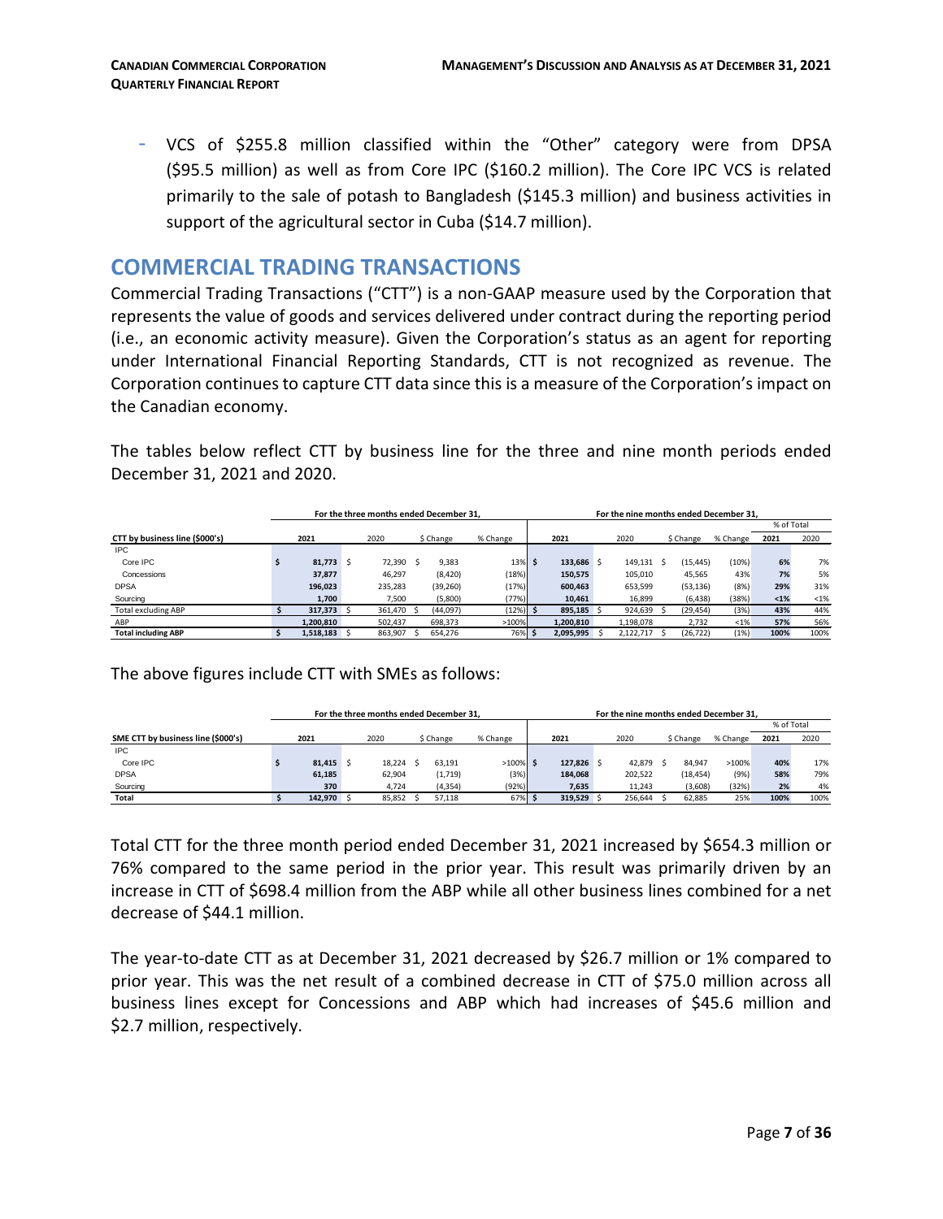- VCS of $255.8 million classified within the "Other" category were from DPSA ($95.5 million) as well as from Core IPC ($160.2 million). The Core IPC VCS is related primarily to the sale of potash to Bangladesh ($145.3 million) and business activities in support of the agricultural sector in Cuba ($14.7 million).

## COMMERCIAL TRADING TRANSACTIONS

Commercial Trading Transactions ("CTT") is a non-GAAP measure used by the Corporation that represents the value of goods and services delivered under contract during the reporting period (i.e., an economic activity measure). Given the Corporation's status as an agent for reporting under International Financial Reporting Standards, CTT is not recognized as revenue. The Corporation continues to capture CTT data since this is a measure of the Corporation's impact on the Canadian economy.

The tables below reflect CTT by business line for the three and nine month periods ended December 31, 2021 and 2020.

| CTT by business line ($000's) | For the three months ended December 31, 2021 | 2020 | $ Change | % Change | For the nine months ended December 31, 2021 | 2020 | $ Change | % Change | % of Total 2021 | % of Total 2020 |
|---|---|---|---|---|---|---|---|---|---|---|
| IPC | | | | | | | | | | |
| Core IPC | $ 81,773 | $ 72,390 | $ 9,383 | 13% | $ 133,686 | $ 149,131 | $ (15,445) | (10%) | 6% | 7% |
| Concessions | 37,877 | 46,297 | (8,420) | (18%) | 150,575 | 105,010 | 45,565 | 43% | 7% | 5% |
| DPSA | 196,023 | 235,283 | (39,260) | (17%) | 600,463 | 653,599 | (53,136) | (8%) | 29% | 31% |
| Sourcing | 1,700 | 7,500 | (5,800) | (77%) | 10,461 | 16,899 | (6,438) | (38%) | <1% | <1% |
| Total excluding ABP | $ 317,373 | $ 361,470 | $ (44,097) | (12%) | $ 895,185 | $ 924,639 | $ (29,454) | (3%) | 43% | 44% |
| ABP | 1,200,810 | 502,437 | 698,373 | >100% | 1,200,810 | 1,198,078 | 2,732 | <1% | 57% | 56% |
| **Total including ABP** | $ 1,518,183 | $ 863,907 | $ 654,276 | 76% | $ 2,095,995 | $ 2,122,717 | $ (26,722) | (1%) | 100% | 100% |

The above figures include CTT with SMEs as follows:

| SME CTT by business line ($000's) | For the three months ended December 31, 2021 | 2020 | $ Change | % Change | For the nine months ended December 31, 2021 | 2020 | $ Change | % Change | % of Total 2021 | % of Total 2020 |
|---|---|---|---|---|---|---|---|---|---|---|
| IPC | | | | | | | | | | |
| Core IPC | $ 81,415 | $ 18,224 | $ 63,191 | >100% | $ 127,826 | $ 42,879 | $ 84,947 | >100% | 40% | 17% |
| DPSA | 61,185 | 62,904 | (1,719) | (3%) | 184,068 | 202,522 | (18,454) | (9%) | 58% | 79% |
| Sourcing | 370 | 4,724 | (4,354) | (92%) | 7,635 | 11,243 | (3,608) | (32%) | 2% | 4% |
| **Total** | $ 142,970 | $ 85,852 | $ 57,118 | 67% | $ 319,529 | $ 256,644 | $ 62,885 | 25% | 100% | 100% |

Total CTT for the three month period ended December 31, 2021 increased by $654.3 million or 76% compared to the same period in the prior year. This result was primarily driven by an increase in CTT of $698.4 million from the ABP while all other business lines combined for a net decrease of $44.1 million.

The year-to-date CTT as at December 31, 2021 decreased by $26.7 million or 1% compared to prior year. This was the net result of a combined decrease in CTT of $75.0 million across all business lines except for Concessions and ABP which had increases of $45.6 million and $2.7 million, respectively.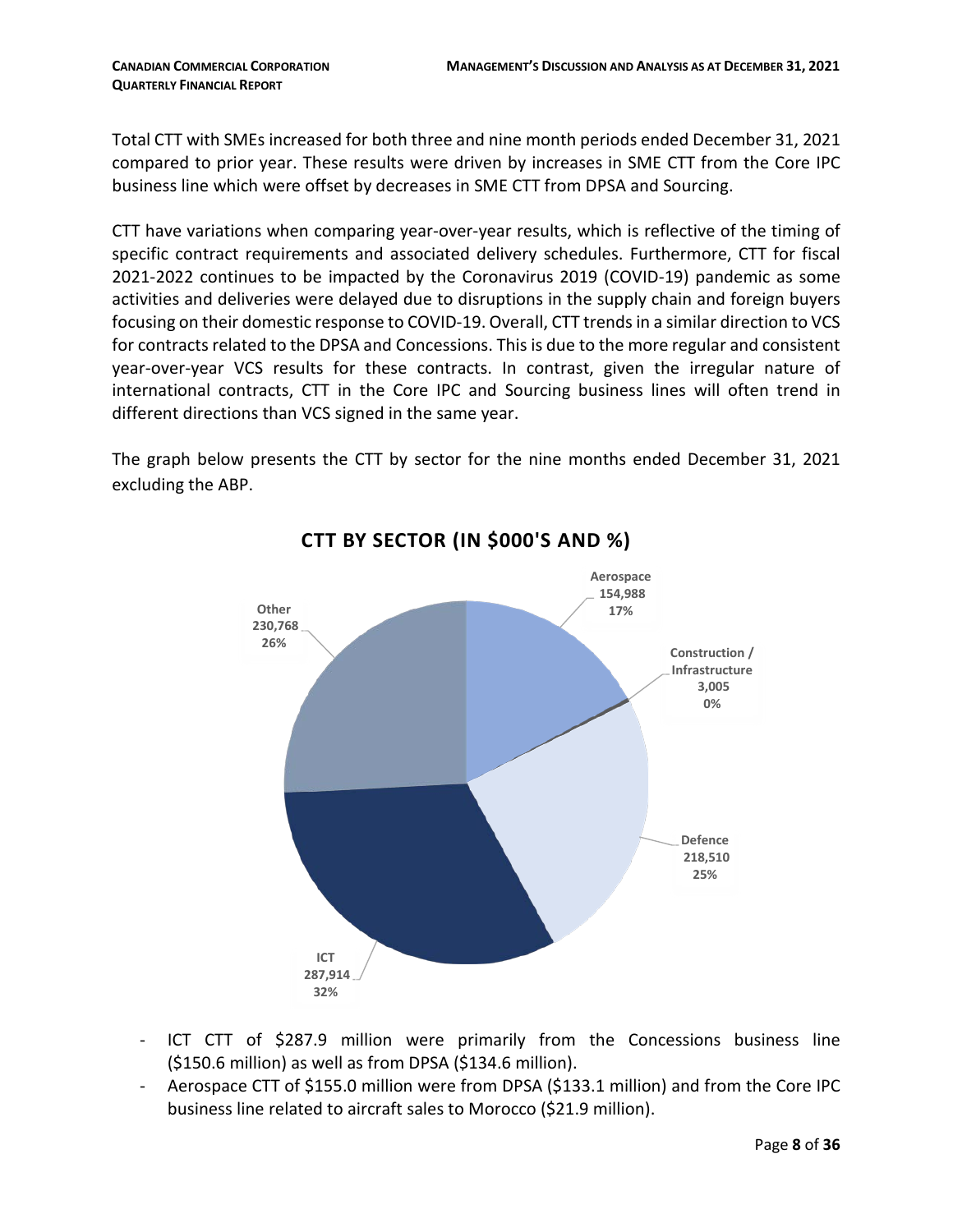Total CTT with SMEs increased for both three and nine month periods ended December 31, 2021 compared to prior year. These results were driven by increases in SME CTT from the Core IPC business line which were offset by decreases in SME CTT from DPSA and Sourcing.

CTT have variations when comparing year-over-year results, which is reflective of the timing of specific contract requirements and associated delivery schedules. Furthermore, CTT for fiscal 2021-2022 continues to be impacted by the Coronavirus 2019 (COVID-19) pandemic as some activities and deliveries were delayed due to disruptions in the supply chain and foreign buyers focusing on their domestic response to COVID-19. Overall, CTT trends in a similar direction to VCS for contracts related to the DPSA and Concessions. This is due to the more regular and consistent year-over-year VCS results for these contracts. In contrast, given the irregular nature of international contracts, CTT in the Core IPC and Sourcing business lines will often trend in different directions than VCS signed in the same year.

The graph below presents the CTT by sector for the nine months ended December 31, 2021 excluding the ABP.

**CTT BY SECTOR (IN $000'S AND %)**

| Sector | CTT ($000's) | % |
|---|---|---|
| Aerospace | 154,988 | 17% |
| Construction / Infrastructure | 3,005 | 0% |
| Defence | 218,510 | 25% |
| ICT | 287,914 | 32% |
| Other | 230,768 | 26% |

- ICT CTT of $287.9 million were primarily from the Concessions business line ($150.6 million) as well as from DPSA ($134.6 million).
- Aerospace CTT of $155.0 million were from DPSA ($133.1 million) and from the Core IPC business line related to aircraft sales to Morocco ($21.9 million).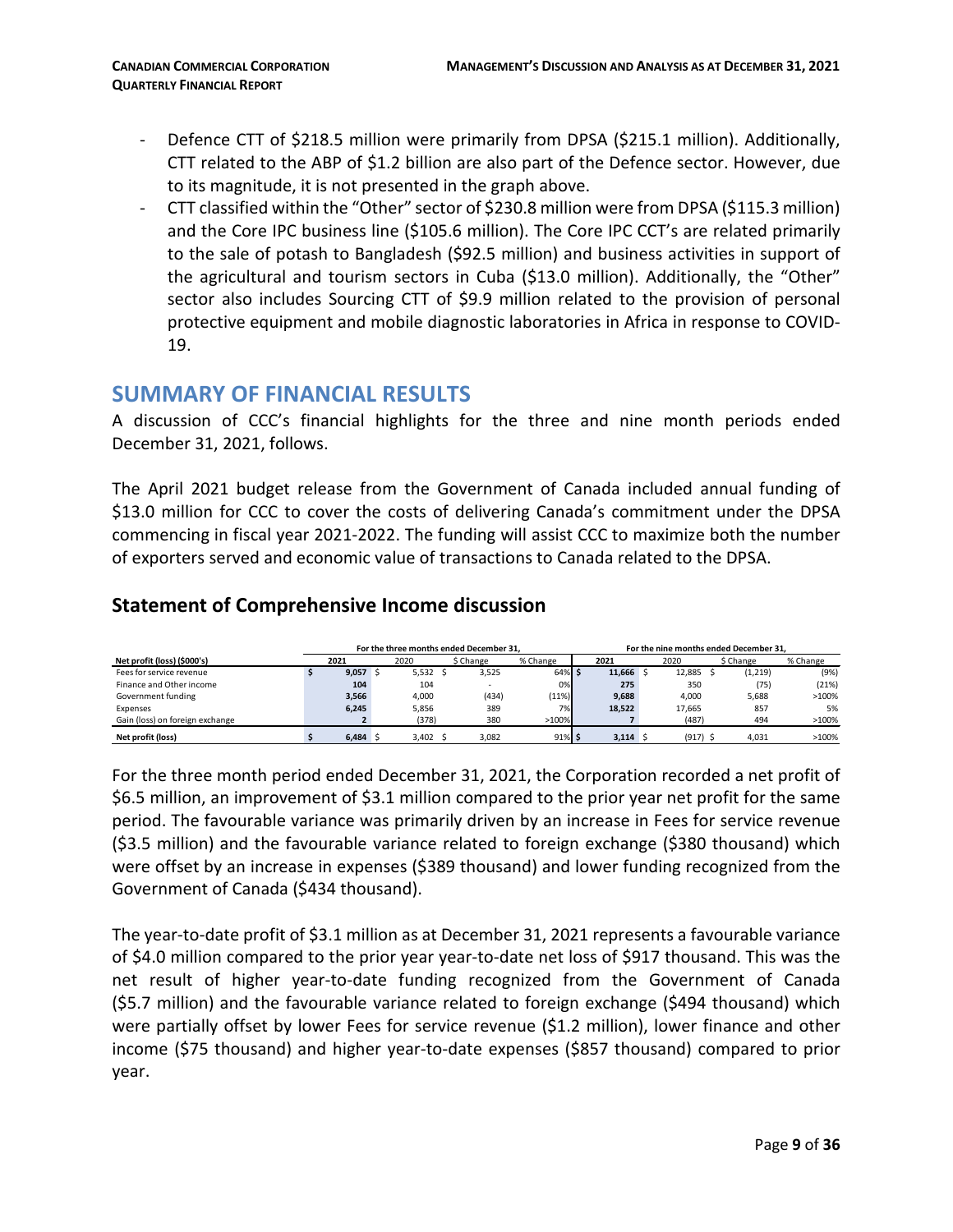- Defence CTT of $218.5 million were primarily from DPSA ($215.1 million). Additionally, CTT related to the ABP of $1.2 billion are also part of the Defence sector. However, due to its magnitude, it is not presented in the graph above.
- CTT classified within the "Other" sector of $230.8 million were from DPSA ($115.3 million) and the Core IPC business line ($105.6 million). The Core IPC CCT's are related primarily to the sale of potash to Bangladesh ($92.5 million) and business activities in support of the agricultural and tourism sectors in Cuba ($13.0 million). Additionally, the "Other" sector also includes Sourcing CTT of $9.9 million related to the provision of personal protective equipment and mobile diagnostic laboratories in Africa in response to COVID-19.

# SUMMARY OF FINANCIAL RESULTS

A discussion of CCC's financial highlights for the three and nine month periods ended December 31, 2021, follows.

The April 2021 budget release from the Government of Canada included annual funding of $13.0 million for CCC to cover the costs of delivering Canada's commitment under the DPSA commencing in fiscal year 2021-2022. The funding will assist CCC to maximize both the number of exporters served and economic value of transactions to Canada related to the DPSA.

## Statement of Comprehensive Income discussion

| | For the three months ended December 31, | | | | For the nine months ended December 31, | | | |
|---|---|---|---|---|---|---|---|---|
| **Net profit (loss) ($000's)** | **2021** | 2020 | $ Change | % Change | **2021** | 2020 | $ Change | % Change |
| Fees for service revenue | $ **9,057** | $ 5,532 | $ 3,525 | 64% | $ **11,666** | $ 12,885 | $ (1,219) | (9%) |
| Finance and Other income | **104** | 104 | - | 0% | **275** | 350 | (75) | (21%) |
| Government funding | **3,566** | 4,000 | (434) | (11%) | **9,688** | 4,000 | 5,688 | >100% |
| Expenses | **6,245** | 5,856 | 389 | 7% | **18,522** | 17,665 | 857 | 5% |
| Gain (loss) on foreign exchange | **2** | (378) | 380 | >100% | **7** | (487) | 494 | >100% |
| **Net profit (loss)** | $ **6,484** | $ 3,402 | $ 3,082 | 91% | $ **3,114** | $ (917) | $ 4,031 | >100% |

For the three month period ended December 31, 2021, the Corporation recorded a net profit of $6.5 million, an improvement of $3.1 million compared to the prior year net profit for the same period. The favourable variance was primarily driven by an increase in Fees for service revenue ($3.5 million) and the favourable variance related to foreign exchange ($380 thousand) which were offset by an increase in expenses ($389 thousand) and lower funding recognized from the Government of Canada ($434 thousand).

The year-to-date profit of $3.1 million as at December 31, 2021 represents a favourable variance of $4.0 million compared to the prior year year-to-date net loss of $917 thousand. This was the net result of higher year-to-date funding recognized from the Government of Canada ($5.7 million) and the favourable variance related to foreign exchange ($494 thousand) which were partially offset by lower Fees for service revenue ($1.2 million), lower finance and other income ($75 thousand) and higher year-to-date expenses ($857 thousand) compared to prior year.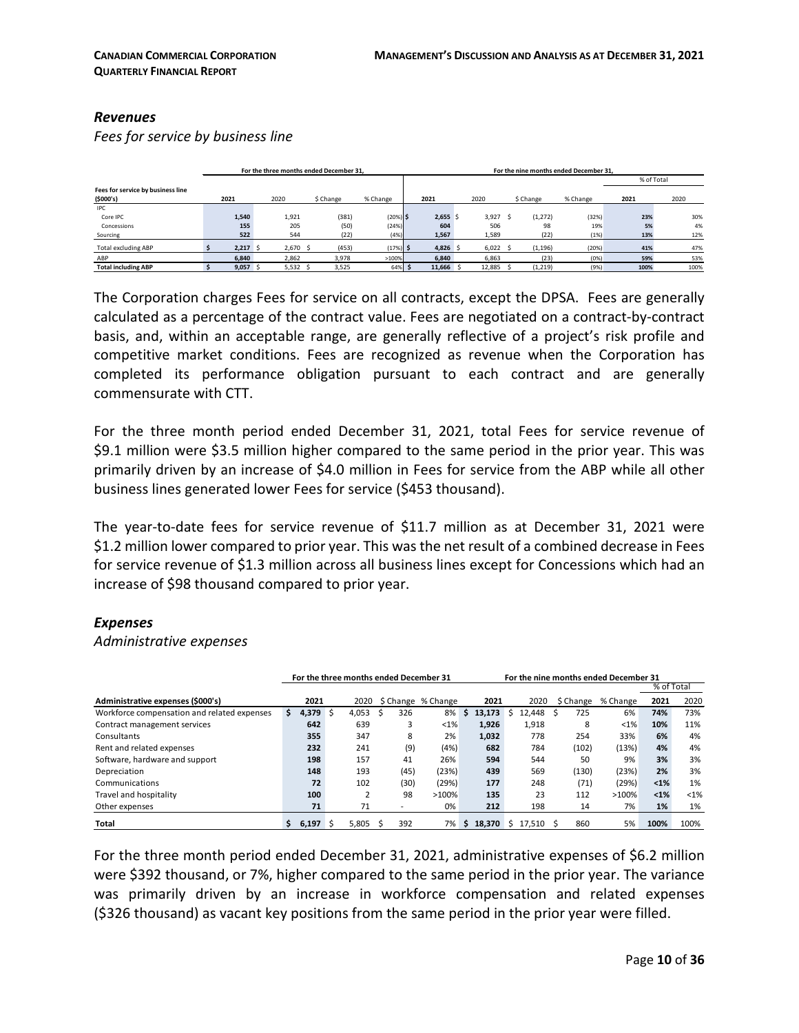### *Revenues*

*Fees for service by business line*

| Fees for service by business line ($000's) | For the three months ended December 31, | | | | For the nine months ended December 31, | | | | | |
|---|---|---|---|---|---|---|---|---|---|---|
| | | | | | | | | | % of Total | |
| | 2021 | 2020 | $ Change | % Change | 2021 | 2020 | $ Change | % Change | 2021 | 2020 |
| IPC | | | | | | | | | | |
| Core IPC | 1,540 | 1,921 | (381) | (20%) | $ 2,655 | 3,927 | $ (1,272) | (32%) | 23% | 30% |
| Concessions | 155 | 205 | (50) | (24%) | 604 | 506 | 98 | 19% | 5% | 4% |
| Sourcing | 522 | 544 | (22) | (4%) | 1,567 | 1,589 | (22) | (1%) | 13% | 12% |
| Total excluding ABP | $ 2,217 | $ 2,670 | $ (453) | (17%) | $ 4,826 | $ 6,022 | $ (1,196) | (20%) | 41% | 47% |
| ABP | 6,840 | 2,862 | 3,978 | >100% | 6,840 | 6,863 | (23) | (0%) | 59% | 53% |
| **Total including ABP** | $ 9,057 | $ 5,532 | $ 3,525 | 64% | $ 11,666 | $ 12,885 | $ (1,219) | (9%) | 100% | 100% |

The Corporation charges Fees for service on all contracts, except the DPSA. Fees are generally calculated as a percentage of the contract value. Fees are negotiated on a contract-by-contract basis, and, within an acceptable range, are generally reflective of a project's risk profile and competitive market conditions. Fees are recognized as revenue when the Corporation has completed its performance obligation pursuant to each contract and are generally commensurate with CTT.

For the three month period ended December 31, 2021, total Fees for service revenue of $9.1 million were $3.5 million higher compared to the same period in the prior year. This was primarily driven by an increase of $4.0 million in Fees for service from the ABP while all other business lines generated lower Fees for service ($453 thousand).

The year-to-date fees for service revenue of $11.7 million as at December 31, 2021 were $1.2 million lower compared to prior year. This was the net result of a combined decrease in Fees for service revenue of $1.3 million across all business lines except for Concessions which had an increase of $98 thousand compared to prior year.

### *Expenses*

*Administrative expenses*

| Administrative expenses ($000's) | For the three months ended December 31 | | | | For the nine months ended December 31 | | | | | |
|---|---|---|---|---|---|---|---|---|---|---|
| | | | | | | | | | % of Total | |
| | 2021 | 2020 | $ Change | % Change | 2021 | 2020 | $ Change | % Change | 2021 | 2020 |
| Workforce compensation and related expenses | $ 4,379 | $ 4,053 | $ 326 | 8% | $ 13,173 | $ 12,448 | $ 725 | 6% | 74% | 73% |
| Contract management services | 642 | 639 | 3 | <1% | 1,926 | 1,918 | 8 | <1% | 10% | 11% |
| Consultants | 355 | 347 | 8 | 2% | 1,032 | 778 | 254 | 33% | 6% | 4% |
| Rent and related expenses | 232 | 241 | (9) | (4%) | 682 | 784 | (102) | (13%) | 4% | 4% |
| Software, hardware and support | 198 | 157 | 41 | 26% | 594 | 544 | 50 | 9% | 3% | 3% |
| Depreciation | 148 | 193 | (45) | (23%) | 439 | 569 | (130) | (23%) | 2% | 3% |
| Communications | 72 | 102 | (30) | (29%) | 177 | 248 | (71) | (29%) | <1% | 1% |
| Travel and hospitality | 100 | 2 | 98 | >100% | 135 | 23 | 112 | >100% | <1% | <1% |
| Other expenses | 71 | 71 | - | 0% | 212 | 198 | 14 | 7% | 1% | 1% |
| **Total** | $ 6,197 | $ 5,805 | $ 392 | 7% | $ 18,370 | $ 17,510 | $ 860 | 5% | 100% | 100% |

For the three month period ended December 31, 2021, administrative expenses of $6.2 million were $392 thousand, or 7%, higher compared to the same period in the prior year. The variance was primarily driven by an increase in workforce compensation and related expenses ($326 thousand) as vacant key positions from the same period in the prior year were filled.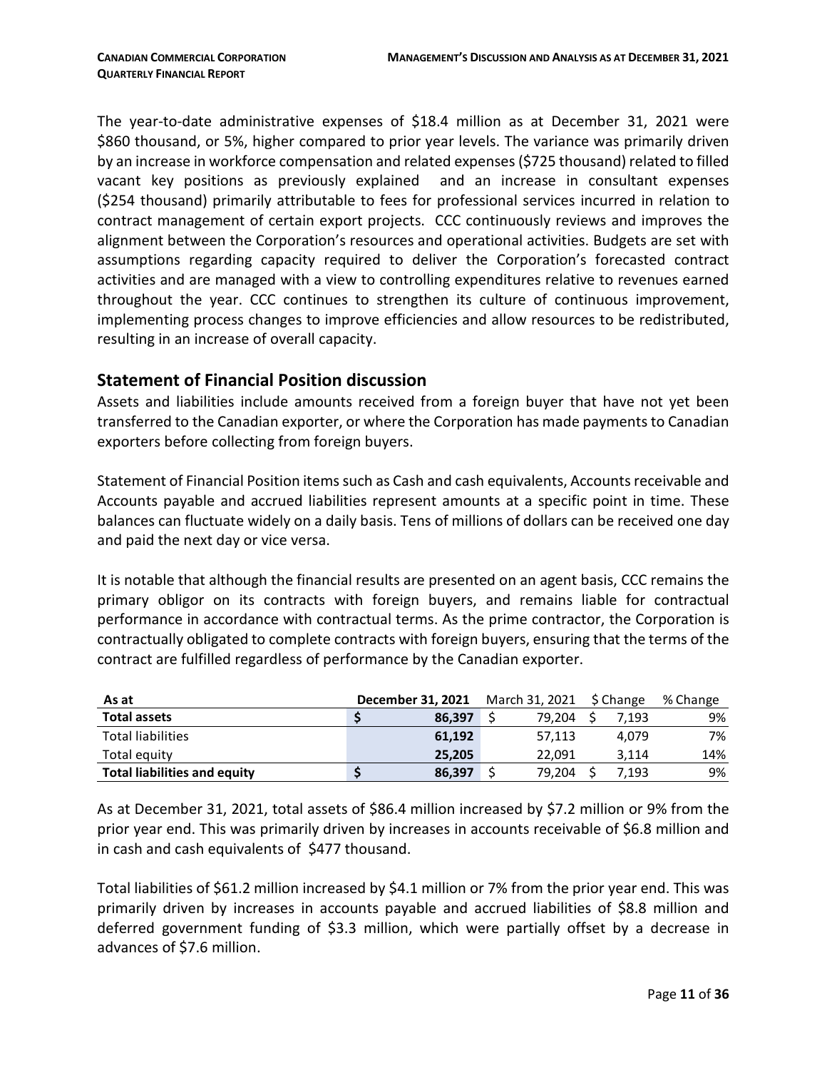The year-to-date administrative expenses of $18.4 million as at December 31, 2021 were $860 thousand, or 5%, higher compared to prior year levels. The variance was primarily driven by an increase in workforce compensation and related expenses ($725 thousand) related to filled vacant key positions as previously explained and an increase in consultant expenses ($254 thousand) primarily attributable to fees for professional services incurred in relation to contract management of certain export projects. CCC continuously reviews and improves the alignment between the Corporation's resources and operational activities. Budgets are set with assumptions regarding capacity required to deliver the Corporation's forecasted contract activities and are managed with a view to controlling expenditures relative to revenues earned throughout the year. CCC continues to strengthen its culture of continuous improvement, implementing process changes to improve efficiencies and allow resources to be redistributed, resulting in an increase of overall capacity.

## Statement of Financial Position discussion

Assets and liabilities include amounts received from a foreign buyer that have not yet been transferred to the Canadian exporter, or where the Corporation has made payments to Canadian exporters before collecting from foreign buyers.

Statement of Financial Position items such as Cash and cash equivalents, Accounts receivable and Accounts payable and accrued liabilities represent amounts at a specific point in time. These balances can fluctuate widely on a daily basis. Tens of millions of dollars can be received one day and paid the next day or vice versa.

It is notable that although the financial results are presented on an agent basis, CCC remains the primary obligor on its contracts with foreign buyers, and remains liable for contractual performance in accordance with contractual terms. As the prime contractor, the Corporation is contractually obligated to complete contracts with foreign buyers, ensuring that the terms of the contract are fulfilled regardless of performance by the Canadian exporter.

| As at | December 31, 2021 | March 31, 2021 | $ Change | % Change |
|---|---|---|---|---|
| **Total assets** | **$ 86,397** | $ 79,204 | $ 7,193 | 9% |
| Total liabilities | **61,192** | 57,113 | 4,079 | 7% |
| Total equity | **25,205** | 22,091 | 3,114 | 14% |
| **Total liabilities and equity** | **$ 86,397** | $ 79,204 | $ 7,193 | 9% |

As at December 31, 2021, total assets of $86.4 million increased by $7.2 million or 9% from the prior year end. This was primarily driven by increases in accounts receivable of $6.8 million and in cash and cash equivalents of $477 thousand.

Total liabilities of $61.2 million increased by $4.1 million or 7% from the prior year end. This was primarily driven by increases in accounts payable and accrued liabilities of $8.8 million and deferred government funding of $3.3 million, which were partially offset by a decrease in advances of $7.6 million.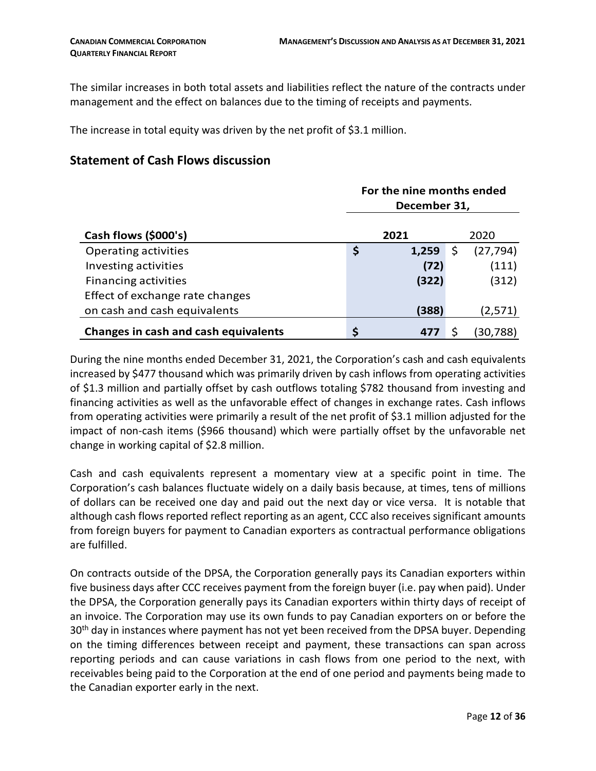The similar increases in both total assets and liabilities reflect the nature of the contracts under management and the effect on balances due to the timing of receipts and payments.

The increase in total equity was driven by the net profit of $3.1 million.

## Statement of Cash Flows discussion

| | For the nine months ended December 31, | |
|---|---|---|
| **Cash flows ($000's)** | **2021** | 2020 |
| Operating activities | **$ 1,259** | $ (27,794) |
| Investing activities | **(72)** | (111) |
| Financing activities | **(322)** | (312) |
| Effect of exchange rate changes on cash and cash equivalents | **(388)** | (2,571) |
| **Changes in cash and cash equivalents** | **$ 477** | $ (30,788) |

During the nine months ended December 31, 2021, the Corporation's cash and cash equivalents increased by $477 thousand which was primarily driven by cash inflows from operating activities of $1.3 million and partially offset by cash outflows totaling $782 thousand from investing and financing activities as well as the unfavorable effect of changes in exchange rates. Cash inflows from operating activities were primarily a result of the net profit of $3.1 million adjusted for the impact of non-cash items ($966 thousand) which were partially offset by the unfavorable net change in working capital of $2.8 million.

Cash and cash equivalents represent a momentary view at a specific point in time. The Corporation's cash balances fluctuate widely on a daily basis because, at times, tens of millions of dollars can be received one day and paid out the next day or vice versa. It is notable that although cash flows reported reflect reporting as an agent, CCC also receives significant amounts from foreign buyers for payment to Canadian exporters as contractual performance obligations are fulfilled.

On contracts outside of the DPSA, the Corporation generally pays its Canadian exporters within five business days after CCC receives payment from the foreign buyer (i.e. pay when paid). Under the DPSA, the Corporation generally pays its Canadian exporters within thirty days of receipt of an invoice. The Corporation may use its own funds to pay Canadian exporters on or before the 30th day in instances where payment has not yet been received from the DPSA buyer. Depending on the timing differences between receipt and payment, these transactions can span across reporting periods and can cause variations in cash flows from one period to the next, with receivables being paid to the Corporation at the end of one period and payments being made to the Canadian exporter early in the next.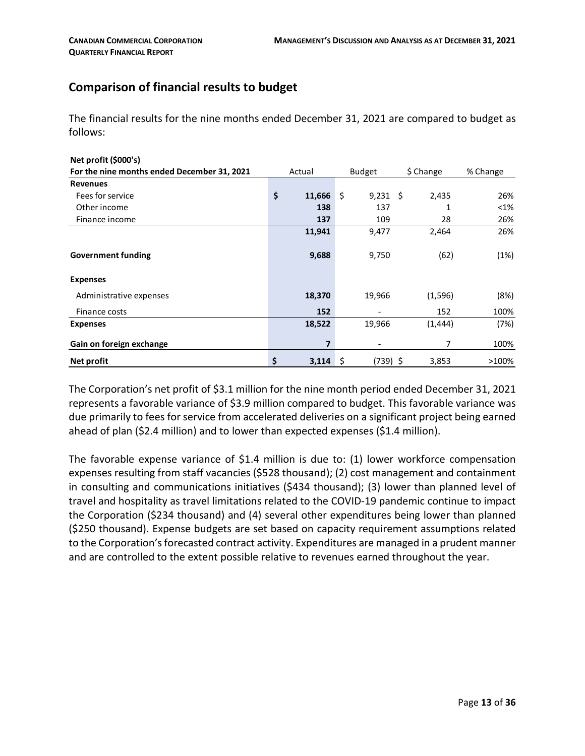## Comparison of financial results to budget

The financial results for the nine months ended December 31, 2021 are compared to budget as follows:

| Net profit ($000's)<br>For the nine months ended December 31, 2021 | Actual | Budget | $ Change | % Change |
|---|---|---|---|---|
| **Revenues** | | | | |
| Fees for service | **$ 11,666** | $ 9,231 | $ 2,435 | 26% |
| Other income | **138** | 137 | 1 | <1% |
| Finance income | **137** | 109 | 28 | 26% |
| | **11,941** | 9,477 | 2,464 | 26% |
| **Government funding** | **9,688** | 9,750 | (62) | (1%) |
| **Expenses** | | | | |
| Administrative expenses | **18,370** | 19,966 | (1,596) | (8%) |
| Finance costs | **152** | - | 152 | 100% |
| **Expenses** | **18,522** | 19,966 | (1,444) | (7%) |
| **Gain on foreign exchange** | **7** | - | 7 | 100% |
| **Net profit** | **$ 3,114** | $ (739) | $ 3,853 | >100% |

The Corporation's net profit of $3.1 million for the nine month period ended December 31, 2021 represents a favorable variance of $3.9 million compared to budget. This favorable variance was due primarily to fees for service from accelerated deliveries on a significant project being earned ahead of plan ($2.4 million) and to lower than expected expenses ($1.4 million).

The favorable expense variance of $1.4 million is due to: (1) lower workforce compensation expenses resulting from staff vacancies ($528 thousand); (2) cost management and containment in consulting and communications initiatives ($434 thousand); (3) lower than planned level of travel and hospitality as travel limitations related to the COVID-19 pandemic continue to impact the Corporation ($234 thousand) and (4) several other expenditures being lower than planned ($250 thousand). Expense budgets are set based on capacity requirement assumptions related to the Corporation's forecasted contract activity. Expenditures are managed in a prudent manner and are controlled to the extent possible relative to revenues earned throughout the year.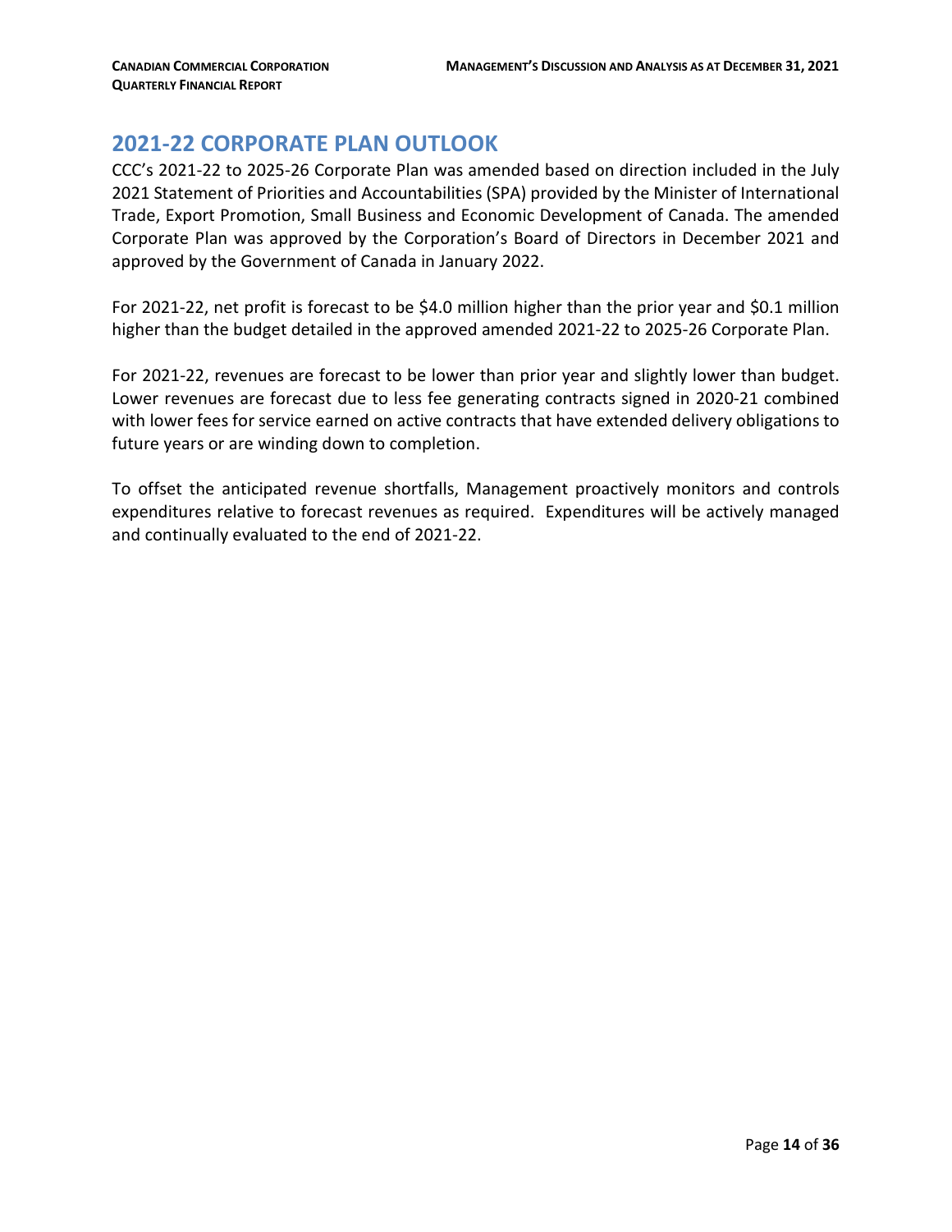## 2021-22 CORPORATE PLAN OUTLOOK

CCC's 2021-22 to 2025-26 Corporate Plan was amended based on direction included in the July 2021 Statement of Priorities and Accountabilities (SPA) provided by the Minister of International Trade, Export Promotion, Small Business and Economic Development of Canada. The amended Corporate Plan was approved by the Corporation's Board of Directors in December 2021 and approved by the Government of Canada in January 2022.

For 2021-22, net profit is forecast to be $4.0 million higher than the prior year and $0.1 million higher than the budget detailed in the approved amended 2021-22 to 2025-26 Corporate Plan.

For 2021-22, revenues are forecast to be lower than prior year and slightly lower than budget. Lower revenues are forecast due to less fee generating contracts signed in 2020-21 combined with lower fees for service earned on active contracts that have extended delivery obligations to future years or are winding down to completion.

To offset the anticipated revenue shortfalls, Management proactively monitors and controls expenditures relative to forecast revenues as required. Expenditures will be actively managed and continually evaluated to the end of 2021-22.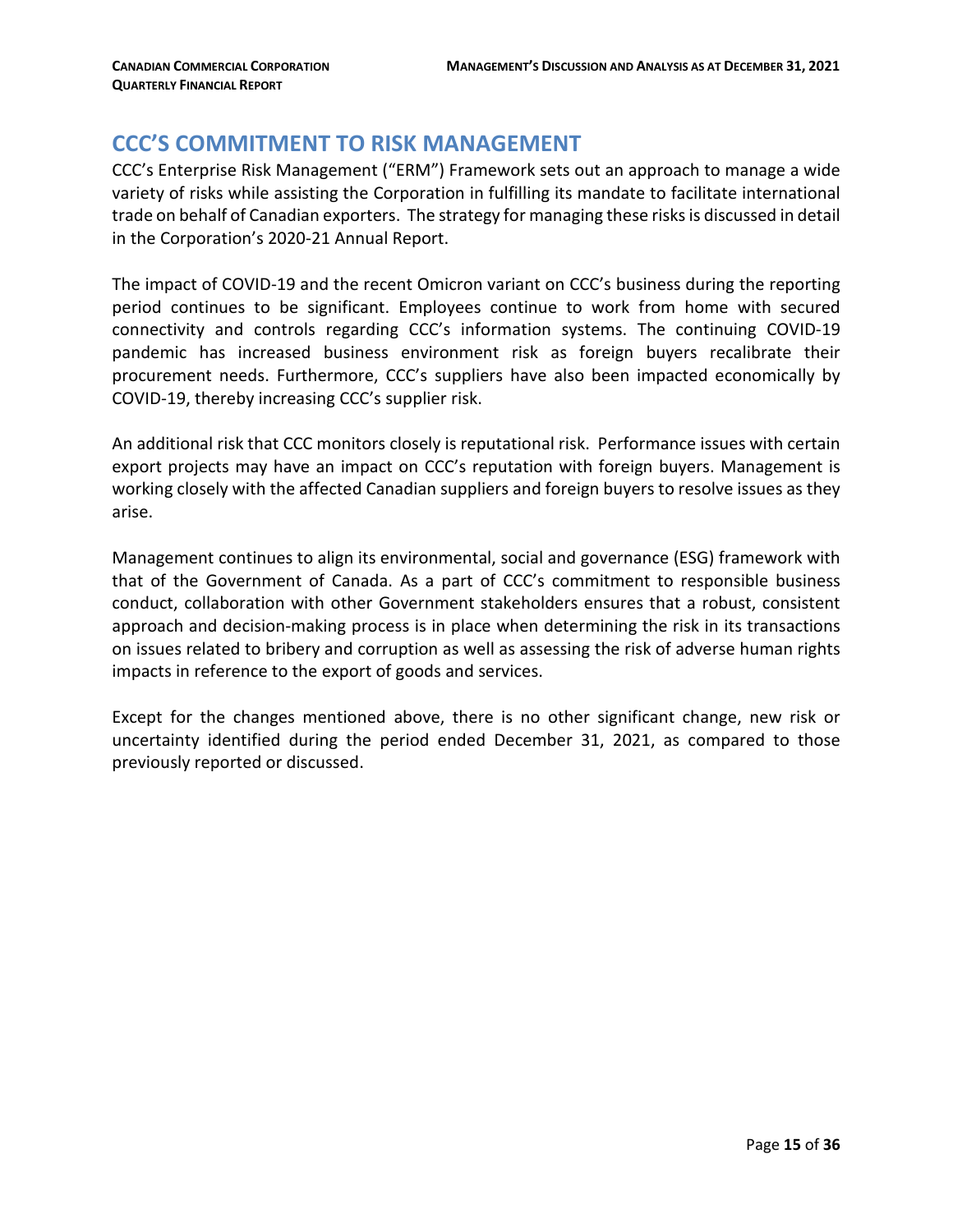## CCC'S COMMITMENT TO RISK MANAGEMENT

CCC's Enterprise Risk Management ("ERM") Framework sets out an approach to manage a wide variety of risks while assisting the Corporation in fulfilling its mandate to facilitate international trade on behalf of Canadian exporters. The strategy for managing these risks is discussed in detail in the Corporation's 2020-21 Annual Report.

The impact of COVID-19 and the recent Omicron variant on CCC's business during the reporting period continues to be significant. Employees continue to work from home with secured connectivity and controls regarding CCC's information systems. The continuing COVID-19 pandemic has increased business environment risk as foreign buyers recalibrate their procurement needs. Furthermore, CCC's suppliers have also been impacted economically by COVID-19, thereby increasing CCC's supplier risk.

An additional risk that CCC monitors closely is reputational risk. Performance issues with certain export projects may have an impact on CCC's reputation with foreign buyers. Management is working closely with the affected Canadian suppliers and foreign buyers to resolve issues as they arise.

Management continues to align its environmental, social and governance (ESG) framework with that of the Government of Canada. As a part of CCC's commitment to responsible business conduct, collaboration with other Government stakeholders ensures that a robust, consistent approach and decision-making process is in place when determining the risk in its transactions on issues related to bribery and corruption as well as assessing the risk of adverse human rights impacts in reference to the export of goods and services.

Except for the changes mentioned above, there is no other significant change, new risk or uncertainty identified during the period ended December 31, 2021, as compared to those previously reported or discussed.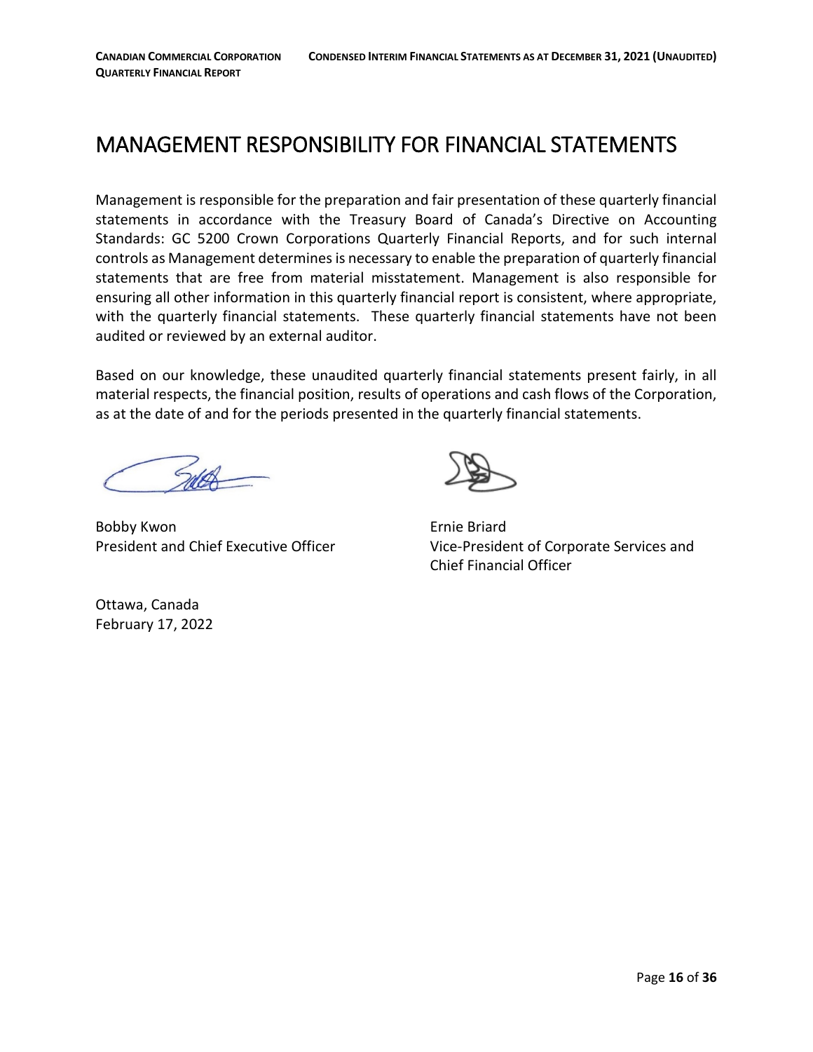# MANAGEMENT RESPONSIBILITY FOR FINANCIAL STATEMENTS

Management is responsible for the preparation and fair presentation of these quarterly financial statements in accordance with the Treasury Board of Canada's Directive on Accounting Standards: GC 5200 Crown Corporations Quarterly Financial Reports, and for such internal controls as Management determines is necessary to enable the preparation of quarterly financial statements that are free from material misstatement. Management is also responsible for ensuring all other information in this quarterly financial report is consistent, where appropriate, with the quarterly financial statements. These quarterly financial statements have not been audited or reviewed by an external auditor.

Based on our knowledge, these unaudited quarterly financial statements present fairly, in all material respects, the financial position, results of operations and cash flows of the Corporation, as at the date of and for the periods presented in the quarterly financial statements.

Bobby Kwon
President and Chief Executive Officer

Ernie Briard
Vice-President of Corporate Services and Chief Financial Officer

Ottawa, Canada
February 17, 2022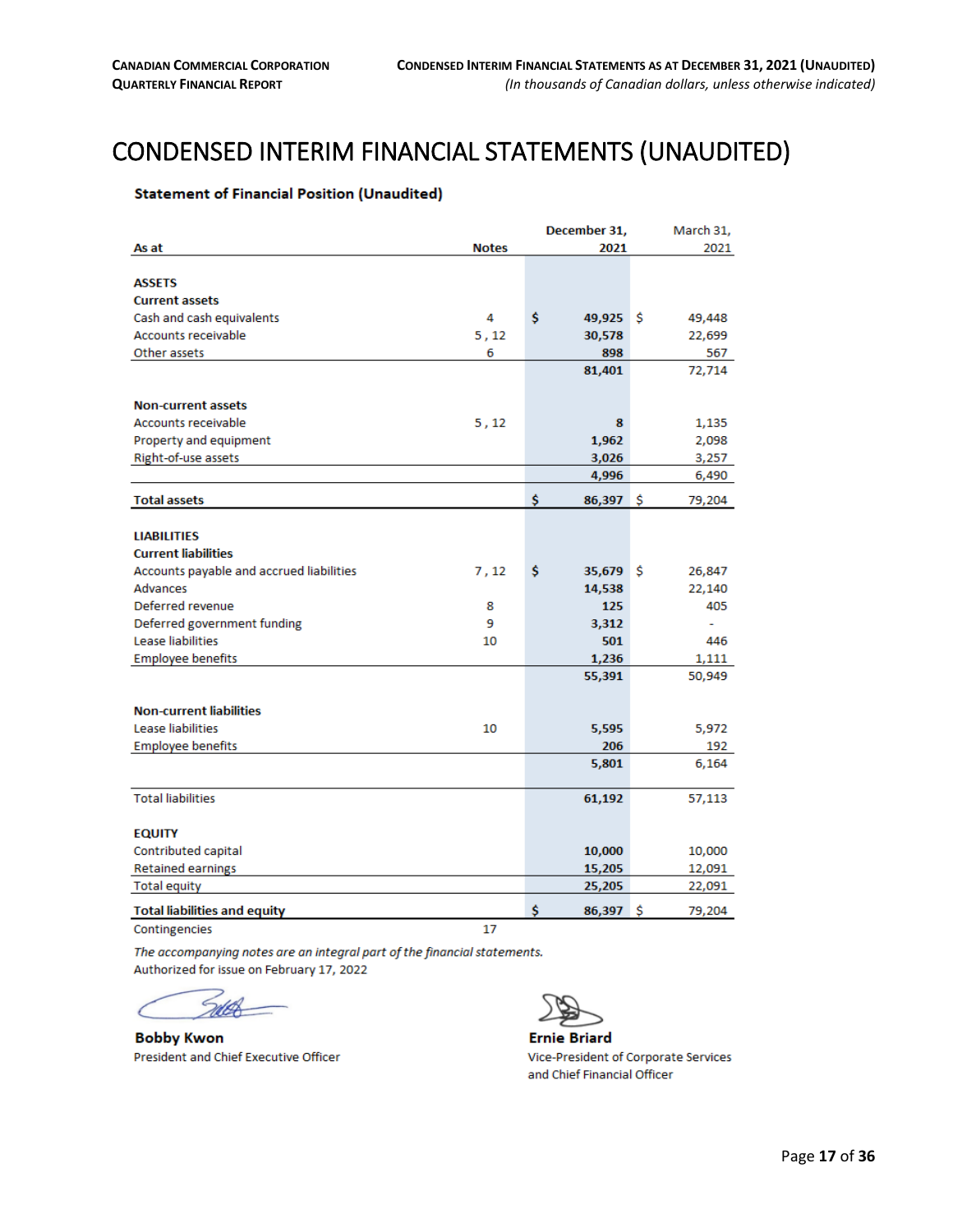# CONDENSED INTERIM FINANCIAL STATEMENTS (UNAUDITED)

### Statement of Financial Position (Unaudited)

| As at | Notes | December 31, 2021 | March 31, 2021 |
|---|---|---|---|
| **ASSETS** | | | |
| **Current assets** | | | |
| Cash and cash equivalents | 4 | $ 49,925 | $ 49,448 |
| Accounts receivable | 5 , 12 | 30,578 | 22,699 |
| Other assets | 6 | 898 | 567 |
| | | 81,401 | 72,714 |
| **Non-current assets** | | | |
| Accounts receivable | 5 , 12 | 8 | 1,135 |
| Property and equipment | | 1,962 | 2,098 |
| Right-of-use assets | | 3,026 | 3,257 |
| | | 4,996 | 6,490 |
| **Total assets** | | $ 86,397 | $ 79,204 |
| **LIABILITIES** | | | |
| **Current liabilities** | | | |
| Accounts payable and accrued liabilities | 7 , 12 | $ 35,679 | $ 26,847 |
| Advances | | 14,538 | 22,140 |
| Deferred revenue | 8 | 125 | 405 |
| Deferred government funding | 9 | 3,312 | - |
| Lease liabilities | 10 | 501 | 446 |
| Employee benefits | | 1,236 | 1,111 |
| | | 55,391 | 50,949 |
| **Non-current liabilities** | | | |
| Lease liabilities | 10 | 5,595 | 5,972 |
| Employee benefits | | 206 | 192 |
| | | 5,801 | 6,164 |
| Total liabilities | | 61,192 | 57,113 |
| **EQUITY** | | | |
| Contributed capital | | 10,000 | 10,000 |
| Retained earnings | | 15,205 | 12,091 |
| Total equity | | 25,205 | 22,091 |
| **Total liabilities and equity** | | $ 86,397 | $ 79,204 |
| Contingencies | 17 | | |

*The accompanying notes are an integral part of the financial statements.*

Authorized for issue on February 17, 2022

**Bobby Kwon**
President and Chief Executive Officer

**Ernie Briard**
Vice-President of Corporate Services and Chief Financial Officer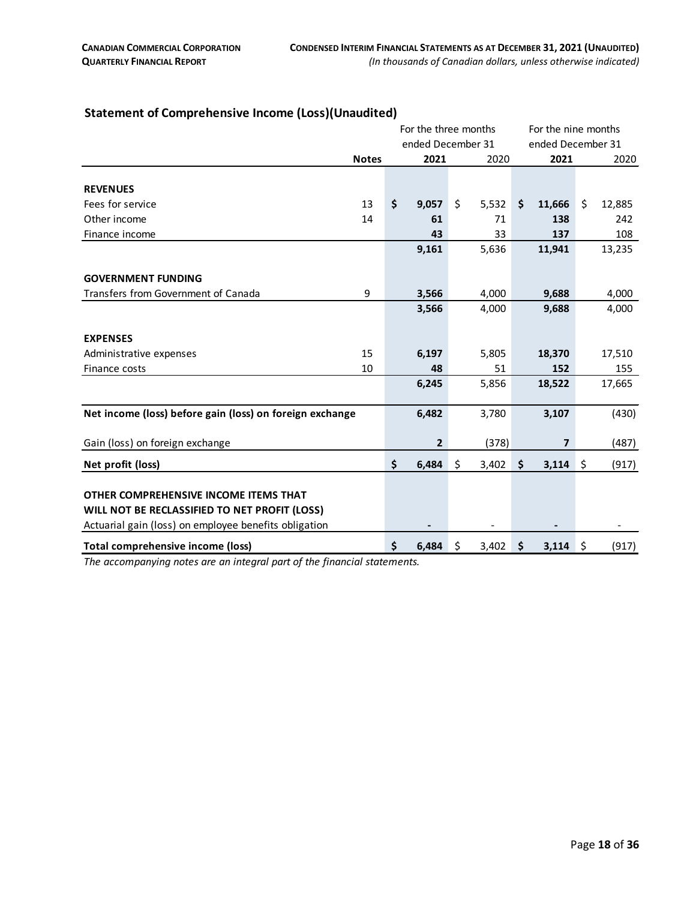## Statement of Comprehensive Income (Loss)(Unaudited)

| | Notes | For the three months ended December 31 | | For the nine months ended December 31 | |
|---|---|---|---|---|---|
| | | **2021** | 2020 | **2021** | 2020 |
| **REVENUES** | | | | | |
| Fees for service | 13 | **$ 9,057** | $ 5,532 | **$ 11,666** | $ 12,885 |
| Other income | 14 | **61** | 71 | **138** | 242 |
| Finance income | | **43** | 33 | **137** | 108 |
| | | **9,161** | 5,636 | **11,941** | 13,235 |
| **GOVERNMENT FUNDING** | | | | | |
| Transfers from Government of Canada | 9 | **3,566** | 4,000 | **9,688** | 4,000 |
| | | **3,566** | 4,000 | **9,688** | 4,000 |
| **EXPENSES** | | | | | |
| Administrative expenses | 15 | **6,197** | 5,805 | **18,370** | 17,510 |
| Finance costs | 10 | **48** | 51 | **152** | 155 |
| | | **6,245** | 5,856 | **18,522** | 17,665 |
| **Net income (loss) before gain (loss) on foreign exchange** | | **6,482** | 3,780 | **3,107** | (430) |
| Gain (loss) on foreign exchange | | **2** | (378) | **7** | (487) |
| **Net profit (loss)** | | **$ 6,484** | $ 3,402 | **$ 3,114** | $ (917) |
| **OTHER COMPREHENSIVE INCOME ITEMS THAT WILL NOT BE RECLASSIFIED TO NET PROFIT (LOSS)** | | | | | |
| Actuarial gain (loss) on employee benefits obligation | | **-** | - | **-** | - |
| **Total comprehensive income (loss)** | | **$ 6,484** | $ 3,402 | **$ 3,114** | $ (917) |

*The accompanying notes are an integral part of the financial statements.*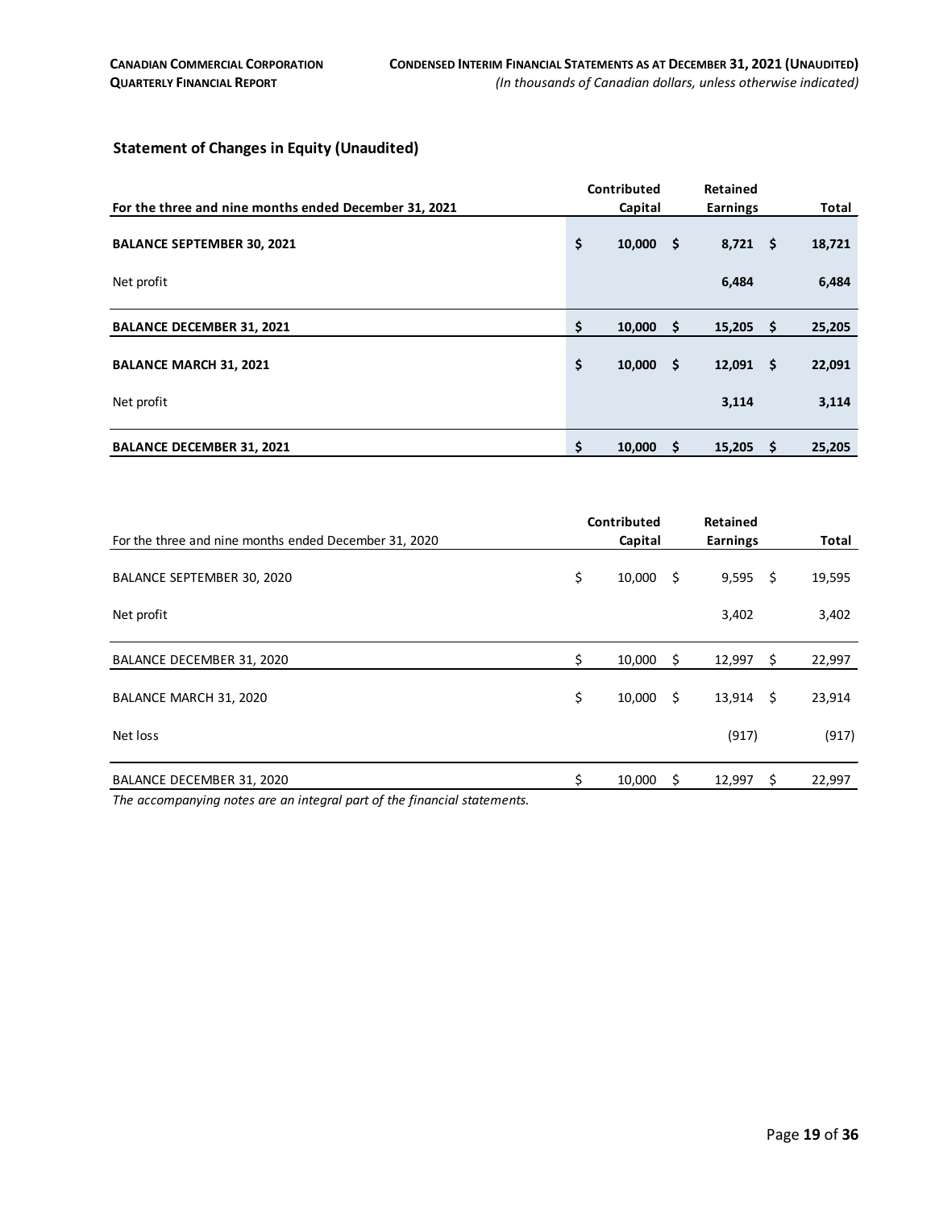## Statement of Changes in Equity (Unaudited)

| For the three and nine months ended December 31, 2021 | Contributed Capital | Retained Earnings | Total |
|---|---|---|---|
| **BALANCE SEPTEMBER 30, 2021** | **$ 10,000** | **$ 8,721** | **$ 18,721** |
| Net profit | | **6,484** | **6,484** |
| **BALANCE DECEMBER 31, 2021** | **$ 10,000** | **$ 15,205** | **$ 25,205** |
| **BALANCE MARCH 31, 2021** | **$ 10,000** | **$ 12,091** | **$ 22,091** |
| Net profit | | **3,114** | **3,114** |
| **BALANCE DECEMBER 31, 2021** | **$ 10,000** | **$ 15,205** | **$ 25,205** |

| For the three and nine months ended December 31, 2020 | Contributed Capital | Retained Earnings | Total |
|---|---|---|---|
| BALANCE SEPTEMBER 30, 2020 | $ 10,000 | $ 9,595 | $ 19,595 |
| Net profit | | 3,402 | 3,402 |
| BALANCE DECEMBER 31, 2020 | $ 10,000 | $ 12,997 | $ 22,997 |
| BALANCE MARCH 31, 2020 | $ 10,000 | $ 13,914 | $ 23,914 |
| Net loss | | (917) | (917) |
| BALANCE DECEMBER 31, 2020 | $ 10,000 | $ 12,997 | $ 22,997 |

*The accompanying notes are an integral part of the financial statements.*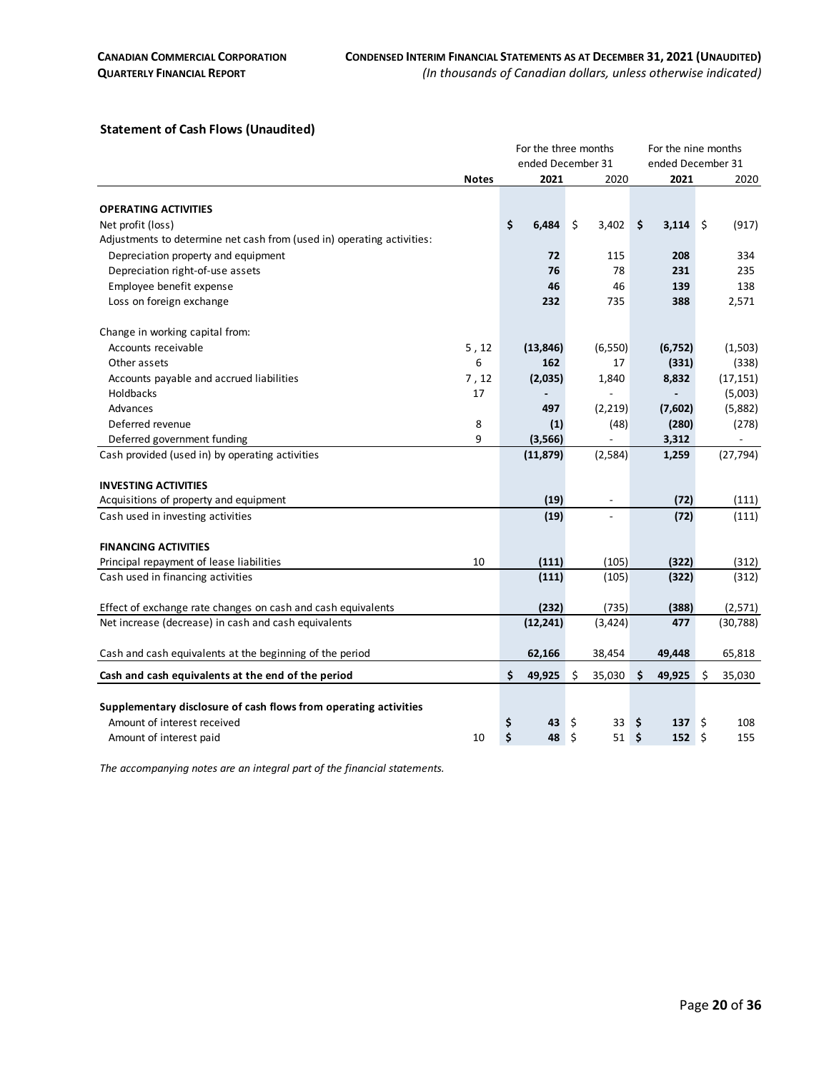## Statement of Cash Flows (Unaudited)

| | Notes | For the three months ended December 31 2021 | 2020 | For the nine months ended December 31 2021 | 2020 |
|---|---|---|---|---|---|
| **OPERATING ACTIVITIES** | | | | | |
| Net profit (loss) | | **$ 6,484** | $ 3,402 | **$ 3,114** | $ (917) |
| Adjustments to determine net cash from (used in) operating activities: | | | | | |
| Depreciation property and equipment | | **72** | 115 | **208** | 334 |
| Depreciation right-of-use assets | | **76** | 78 | **231** | 235 |
| Employee benefit expense | | **46** | 46 | **139** | 138 |
| Loss on foreign exchange | | **232** | 735 | **388** | 2,571 |
| Change in working capital from: | | | | | |
| Accounts receivable | 5 , 12 | **(13,846)** | (6,550) | **(6,752)** | (1,503) |
| Other assets | 6 | **162** | 17 | **(331)** | (338) |
| Accounts payable and accrued liabilities | 7 , 12 | **(2,035)** | 1,840 | **8,832** | (17,151) |
| Holdbacks | 17 | **-** | - | **-** | (5,003) |
| Advances | | **497** | (2,219) | **(7,602)** | (5,882) |
| Deferred revenue | 8 | **(1)** | (48) | **(280)** | (278) |
| Deferred government funding | 9 | **(3,566)** | - | **3,312** | - |
| Cash provided (used in) by operating activities | | **(11,879)** | (2,584) | **1,259** | (27,794) |
| **INVESTING ACTIVITIES** | | | | | |
| Acquisitions of property and equipment | | **(19)** | - | **(72)** | (111) |
| Cash used in investing activities | | **(19)** | - | **(72)** | (111) |
| **FINANCING ACTIVITIES** | | | | | |
| Principal repayment of lease liabilities | 10 | **(111)** | (105) | **(322)** | (312) |
| Cash used in financing activities | | **(111)** | (105) | **(322)** | (312) |
| Effect of exchange rate changes on cash and cash equivalents | | **(232)** | (735) | **(388)** | (2,571) |
| Net increase (decrease) in cash and cash equivalents | | **(12,241)** | (3,424) | **477** | (30,788) |
| Cash and cash equivalents at the beginning of the period | | **62,166** | 38,454 | **49,448** | 65,818 |
| **Cash and cash equivalents at the end of the period** | | **$ 49,925** | $ 35,030 | **$ 49,925** | $ 35,030 |
| **Supplementary disclosure of cash flows from operating activities** | | | | | |
| Amount of interest received | | **$ 43** | $ 33 | **$ 137** | $ 108 |
| Amount of interest paid | 10 | **$ 48** | $ 51 | **$ 152** | $ 155 |

*The accompanying notes are an integral part of the financial statements.*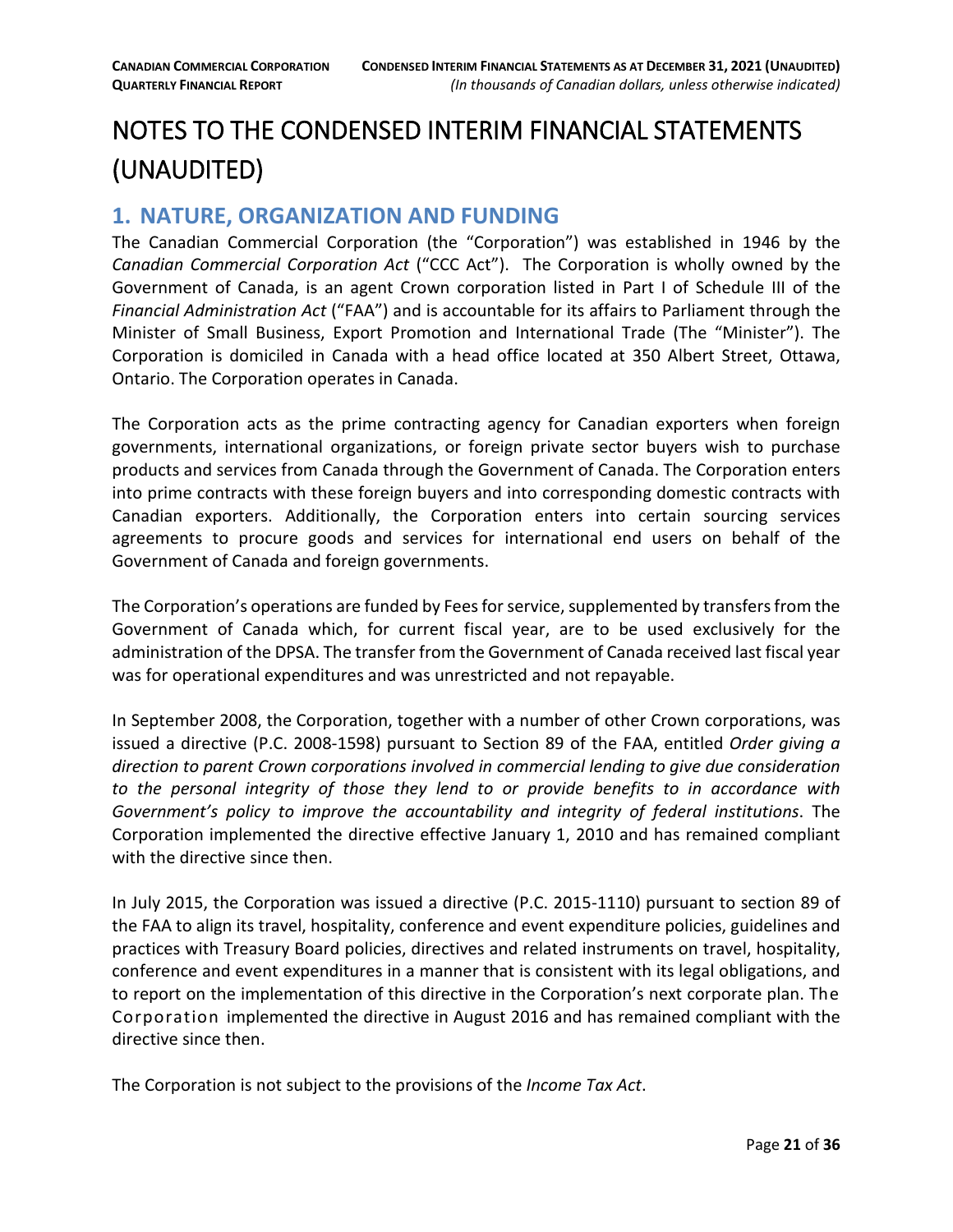# NOTES TO THE CONDENSED INTERIM FINANCIAL STATEMENTS (UNAUDITED)

## 1. NATURE, ORGANIZATION AND FUNDING

The Canadian Commercial Corporation (the "Corporation") was established in 1946 by the *Canadian Commercial Corporation Act* ("CCC Act"). The Corporation is wholly owned by the Government of Canada, is an agent Crown corporation listed in Part I of Schedule III of the *Financial Administration Act* ("FAA") and is accountable for its affairs to Parliament through the Minister of Small Business, Export Promotion and International Trade (The "Minister"). The Corporation is domiciled in Canada with a head office located at 350 Albert Street, Ottawa, Ontario. The Corporation operates in Canada.

The Corporation acts as the prime contracting agency for Canadian exporters when foreign governments, international organizations, or foreign private sector buyers wish to purchase products and services from Canada through the Government of Canada. The Corporation enters into prime contracts with these foreign buyers and into corresponding domestic contracts with Canadian exporters. Additionally, the Corporation enters into certain sourcing services agreements to procure goods and services for international end users on behalf of the Government of Canada and foreign governments.

The Corporation's operations are funded by Fees for service, supplemented by transfers from the Government of Canada which, for current fiscal year, are to be used exclusively for the administration of the DPSA. The transfer from the Government of Canada received last fiscal year was for operational expenditures and was unrestricted and not repayable.

In September 2008, the Corporation, together with a number of other Crown corporations, was issued a directive (P.C. 2008-1598) pursuant to Section 89 of the FAA, entitled *Order giving a direction to parent Crown corporations involved in commercial lending to give due consideration to the personal integrity of those they lend to or provide benefits to in accordance with Government's policy to improve the accountability and integrity of federal institutions*. The Corporation implemented the directive effective January 1, 2010 and has remained compliant with the directive since then.

In July 2015, the Corporation was issued a directive (P.C. 2015-1110) pursuant to section 89 of the FAA to align its travel, hospitality, conference and event expenditure policies, guidelines and practices with Treasury Board policies, directives and related instruments on travel, hospitality, conference and event expenditures in a manner that is consistent with its legal obligations, and to report on the implementation of this directive in the Corporation's next corporate plan. The Corporation implemented the directive in August 2016 and has remained compliant with the directive since then.

The Corporation is not subject to the provisions of the *Income Tax Act*.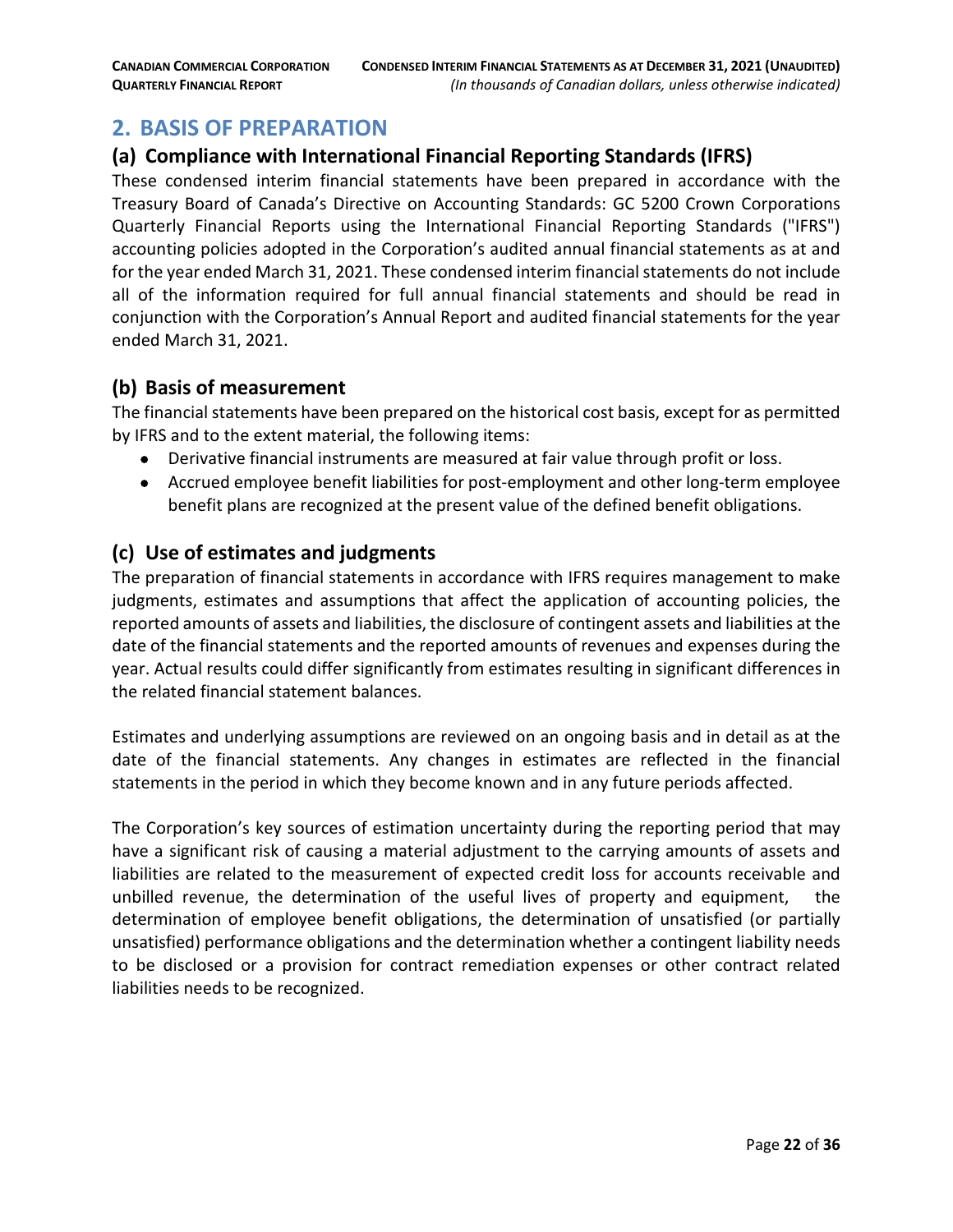## 2. BASIS OF PREPARATION

### (a) Compliance with International Financial Reporting Standards (IFRS)

These condensed interim financial statements have been prepared in accordance with the Treasury Board of Canada's Directive on Accounting Standards: GC 5200 Crown Corporations Quarterly Financial Reports using the International Financial Reporting Standards ("IFRS") accounting policies adopted in the Corporation's audited annual financial statements as at and for the year ended March 31, 2021. These condensed interim financial statements do not include all of the information required for full annual financial statements and should be read in conjunction with the Corporation's Annual Report and audited financial statements for the year ended March 31, 2021.

### (b) Basis of measurement

The financial statements have been prepared on the historical cost basis, except for as permitted by IFRS and to the extent material, the following items:

- Derivative financial instruments are measured at fair value through profit or loss.
- Accrued employee benefit liabilities for post-employment and other long-term employee benefit plans are recognized at the present value of the defined benefit obligations.

### (c) Use of estimates and judgments

The preparation of financial statements in accordance with IFRS requires management to make judgments, estimates and assumptions that affect the application of accounting policies, the reported amounts of assets and liabilities, the disclosure of contingent assets and liabilities at the date of the financial statements and the reported amounts of revenues and expenses during the year. Actual results could differ significantly from estimates resulting in significant differences in the related financial statement balances.

Estimates and underlying assumptions are reviewed on an ongoing basis and in detail as at the date of the financial statements. Any changes in estimates are reflected in the financial statements in the period in which they become known and in any future periods affected.

The Corporation's key sources of estimation uncertainty during the reporting period that may have a significant risk of causing a material adjustment to the carrying amounts of assets and liabilities are related to the measurement of expected credit loss for accounts receivable and unbilled revenue, the determination of the useful lives of property and equipment, the determination of employee benefit obligations, the determination of unsatisfied (or partially unsatisfied) performance obligations and the determination whether a contingent liability needs to be disclosed or a provision for contract remediation expenses or other contract related liabilities needs to be recognized.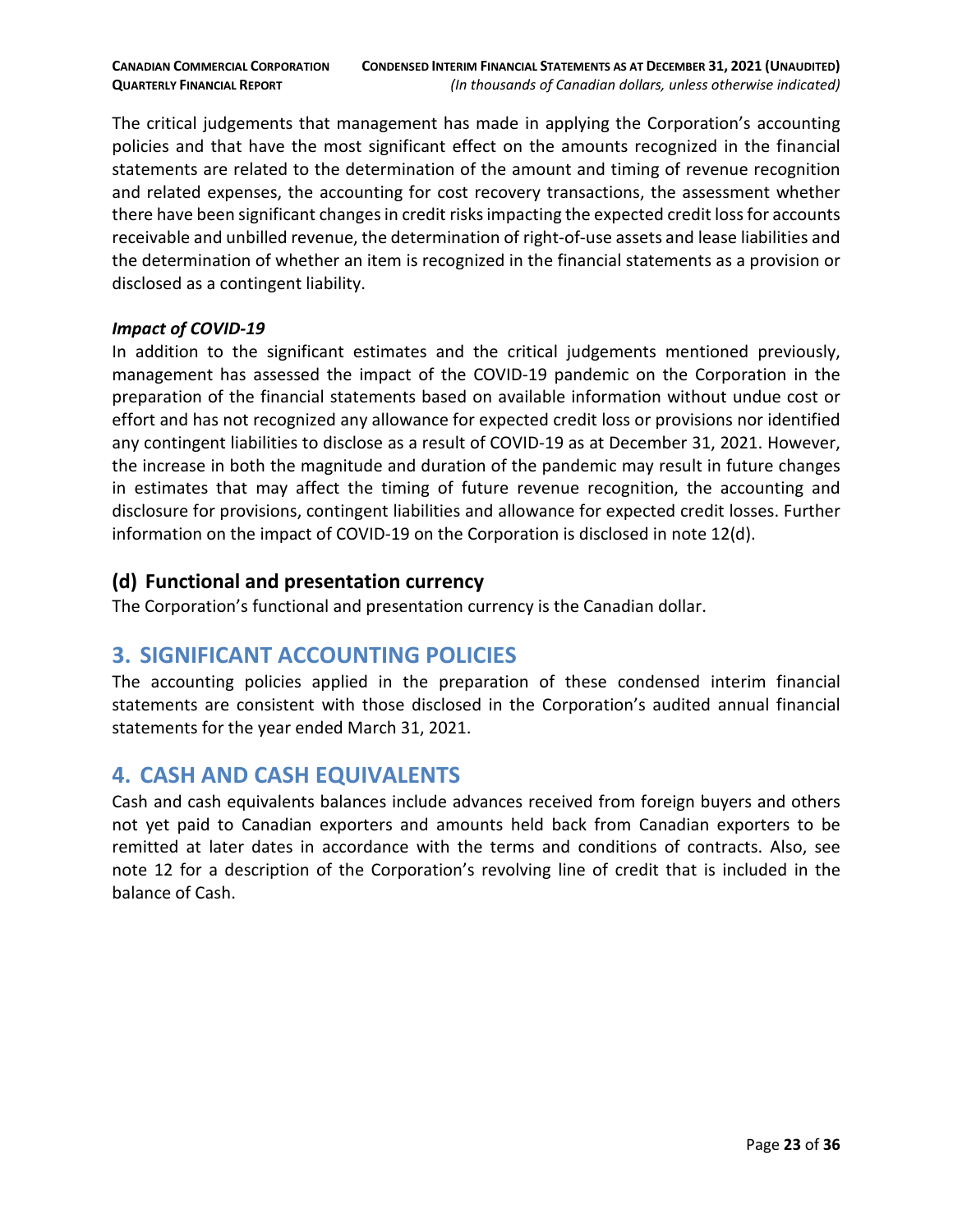The critical judgements that management has made in applying the Corporation's accounting policies and that have the most significant effect on the amounts recognized in the financial statements are related to the determination of the amount and timing of revenue recognition and related expenses, the accounting for cost recovery transactions, the assessment whether there have been significant changes in credit risks impacting the expected credit loss for accounts receivable and unbilled revenue, the determination of right-of-use assets and lease liabilities and the determination of whether an item is recognized in the financial statements as a provision or disclosed as a contingent liability.

***Impact of COVID-19***

In addition to the significant estimates and the critical judgements mentioned previously, management has assessed the impact of the COVID-19 pandemic on the Corporation in the preparation of the financial statements based on available information without undue cost or effort and has not recognized any allowance for expected credit loss or provisions nor identified any contingent liabilities to disclose as a result of COVID-19 as at December 31, 2021. However, the increase in both the magnitude and duration of the pandemic may result in future changes in estimates that may affect the timing of future revenue recognition, the accounting and disclosure for provisions, contingent liabilities and allowance for expected credit losses. Further information on the impact of COVID-19 on the Corporation is disclosed in note 12(d).

### (d) Functional and presentation currency

The Corporation's functional and presentation currency is the Canadian dollar.

## 3. SIGNIFICANT ACCOUNTING POLICIES

The accounting policies applied in the preparation of these condensed interim financial statements are consistent with those disclosed in the Corporation's audited annual financial statements for the year ended March 31, 2021.

## 4. CASH AND CASH EQUIVALENTS

Cash and cash equivalents balances include advances received from foreign buyers and others not yet paid to Canadian exporters and amounts held back from Canadian exporters to be remitted at later dates in accordance with the terms and conditions of contracts. Also, see note 12 for a description of the Corporation's revolving line of credit that is included in the balance of Cash.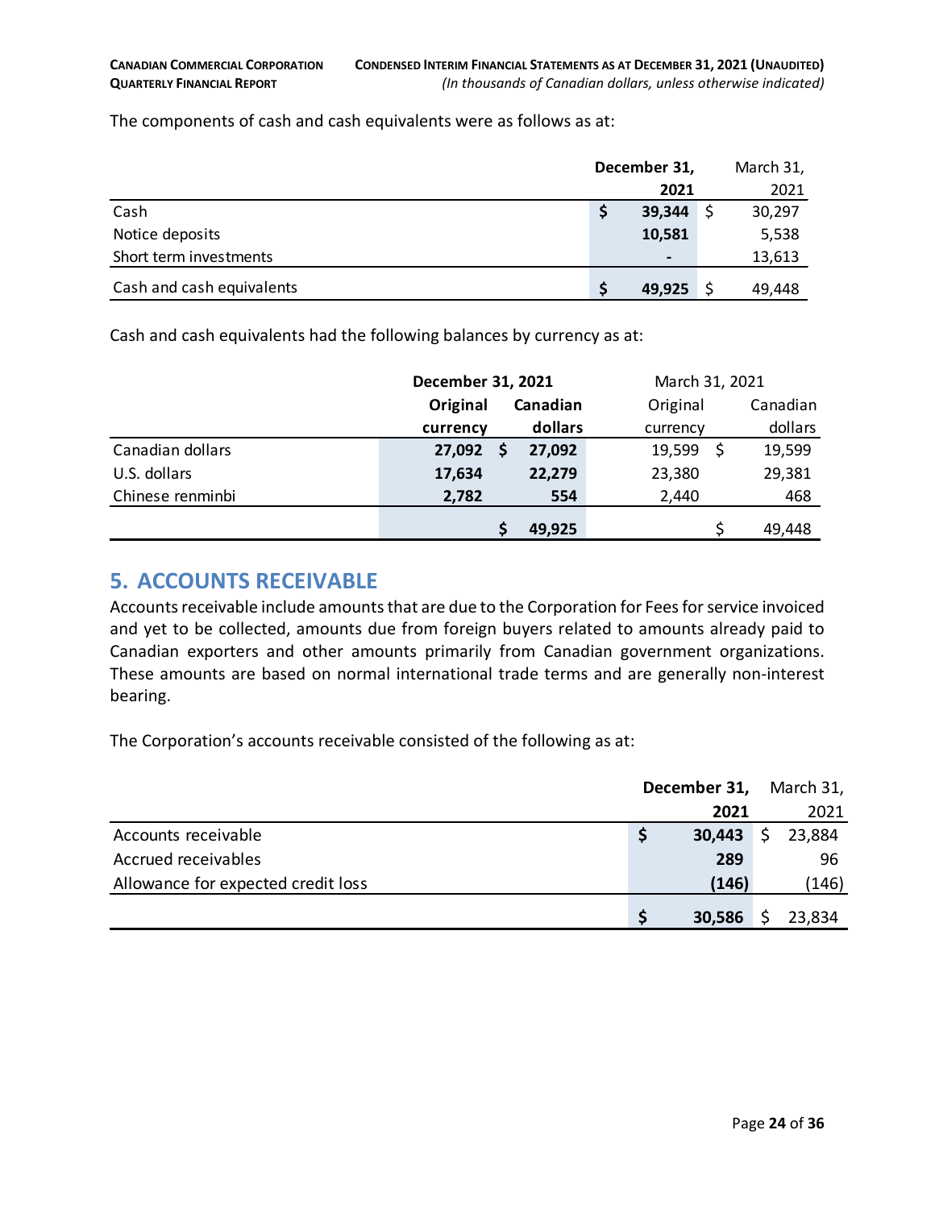The components of cash and cash equivalents were as follows as at:

| | December 31, 2021 | March 31, 2021 |
|---|---|---|
| Cash | $ 39,344 | $ 30,297 |
| Notice deposits | 10,581 | 5,538 |
| Short term investments | - | 13,613 |
| Cash and cash equivalents | $ 49,925 | $ 49,448 |

Cash and cash equivalents had the following balances by currency as at:

| | December 31, 2021 | | March 31, 2021 | |
|---|---|---|---|---|
| | Original currency | Canadian dollars | Original currency | Canadian dollars |
| Canadian dollars | 27,092 | $ 27,092 | 19,599 | $ 19,599 |
| U.S. dollars | 17,634 | 22,279 | 23,380 | 29,381 |
| Chinese renminbi | 2,782 | 554 | 2,440 | 468 |
| | | $ 49,925 | | $ 49,448 |

## 5. ACCOUNTS RECEIVABLE

Accounts receivable include amounts that are due to the Corporation for Fees for service invoiced and yet to be collected, amounts due from foreign buyers related to amounts already paid to Canadian exporters and other amounts primarily from Canadian government organizations. These amounts are based on normal international trade terms and are generally non-interest bearing.

The Corporation's accounts receivable consisted of the following as at:

| | December 31, 2021 | March 31, 2021 |
|---|---|---|
| Accounts receivable | $ 30,443 | $ 23,884 |
| Accrued receivables | 289 | 96 |
| Allowance for expected credit loss | (146) | (146) |
| | $ 30,586 | $ 23,834 |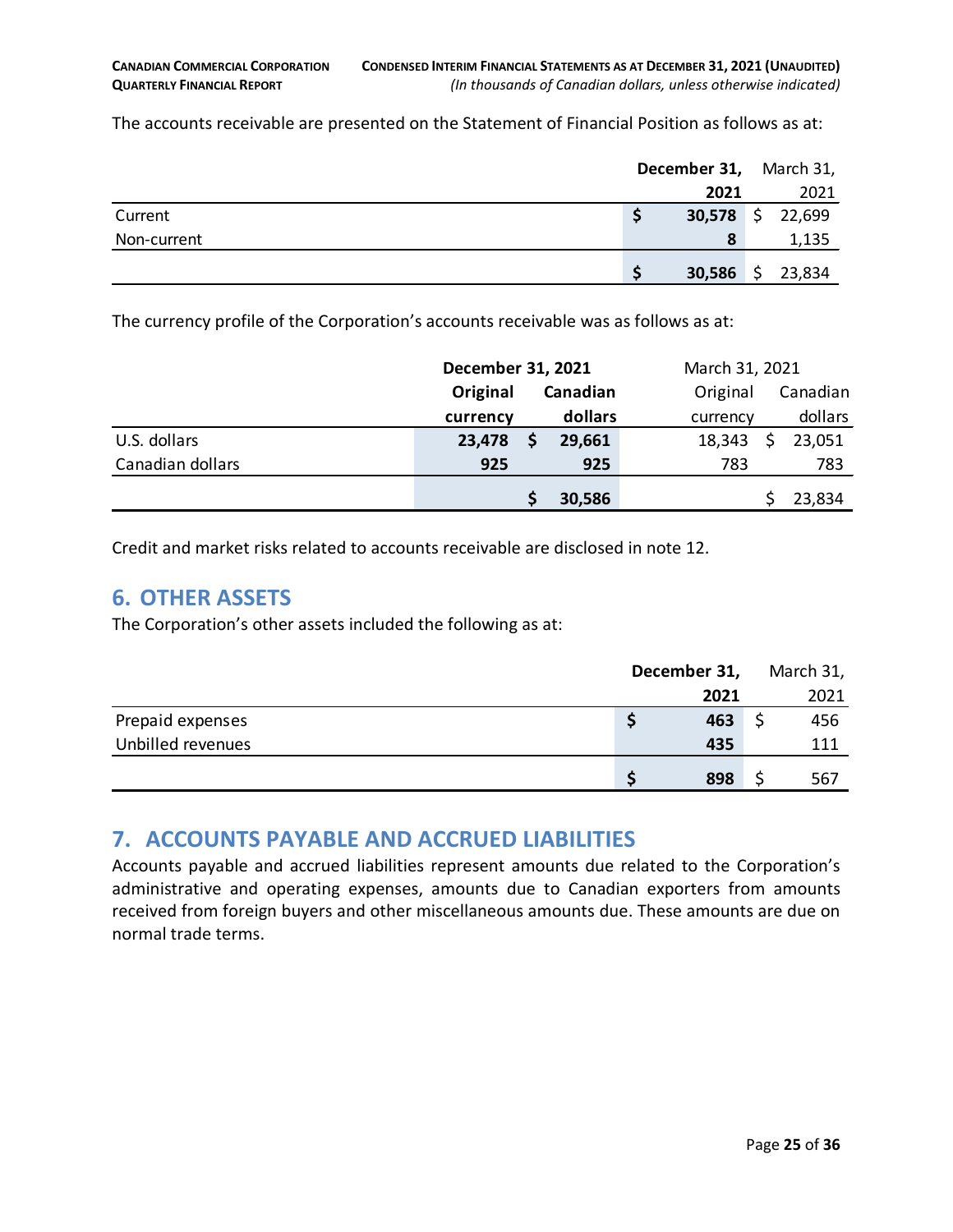The accounts receivable are presented on the Statement of Financial Position as follows as at:

| | December 31, 2021 | March 31, 2021 |
|---|---|---|
| Current | $ 30,578 | $ 22,699 |
| Non-current | 8 | 1,135 |
| | $ 30,586 | $ 23,834 |

The currency profile of the Corporation's accounts receivable was as follows as at:

| | December 31, 2021 | | March 31, 2021 | |
|---|---|---|---|---|
| | Original currency | Canadian dollars | Original currency | Canadian dollars |
| U.S. dollars | 23,478 | $ 29,661 | 18,343 | $ 23,051 |
| Canadian dollars | 925 | 925 | 783 | 783 |
| | | $ 30,586 | | $ 23,834 |

Credit and market risks related to accounts receivable are disclosed in note 12.

## 6. OTHER ASSETS

The Corporation's other assets included the following as at:

| | December 31, 2021 | March 31, 2021 |
|---|---|---|
| Prepaid expenses | $ 463 | $ 456 |
| Unbilled revenues | 435 | 111 |
| | $ 898 | $ 567 |

## 7. ACCOUNTS PAYABLE AND ACCRUED LIABILITIES

Accounts payable and accrued liabilities represent amounts due related to the Corporation's administrative and operating expenses, amounts due to Canadian exporters from amounts received from foreign buyers and other miscellaneous amounts due. These amounts are due on normal trade terms.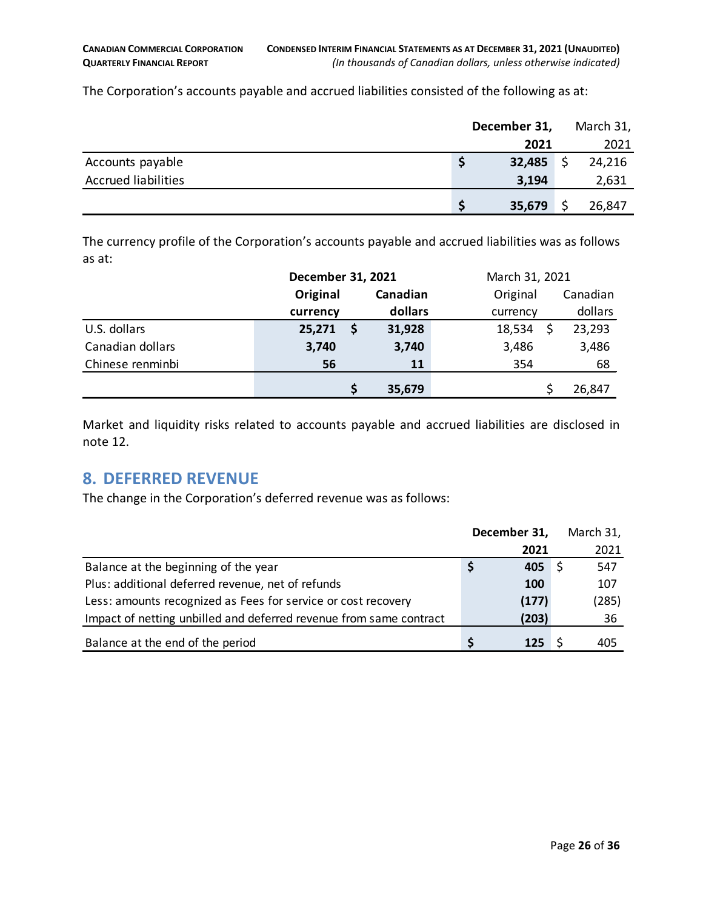The Corporation's accounts payable and accrued liabilities consisted of the following as at:

| | December 31, 2021 | March 31, 2021 |
|---|---|---|
| Accounts payable | $ 32,485 | $ 24,216 |
| Accrued liabilities | 3,194 | 2,631 |
| | $ 35,679 | $ 26,847 |

The currency profile of the Corporation's accounts payable and accrued liabilities was as follows as at:

| | December 31, 2021 | | March 31, 2021 | |
|---|---|---|---|---|
| | Original currency | Canadian dollars | Original currency | Canadian dollars |
| U.S. dollars | 25,271 | $ 31,928 | 18,534 | $ 23,293 |
| Canadian dollars | 3,740 | 3,740 | 3,486 | 3,486 |
| Chinese renminbi | 56 | 11 | 354 | 68 |
| | | $ 35,679 | | $ 26,847 |

Market and liquidity risks related to accounts payable and accrued liabilities are disclosed in note 12.

## 8. DEFERRED REVENUE

The change in the Corporation's deferred revenue was as follows:

| | December 31, 2021 | March 31, 2021 |
|---|---|---|
| Balance at the beginning of the year | $ 405 | $ 547 |
| Plus: additional deferred revenue, net of refunds | 100 | 107 |
| Less: amounts recognized as Fees for service or cost recovery | (177) | (285) |
| Impact of netting unbilled and deferred revenue from same contract | (203) | 36 |
| Balance at the end of the period | $ 125 | $ 405 |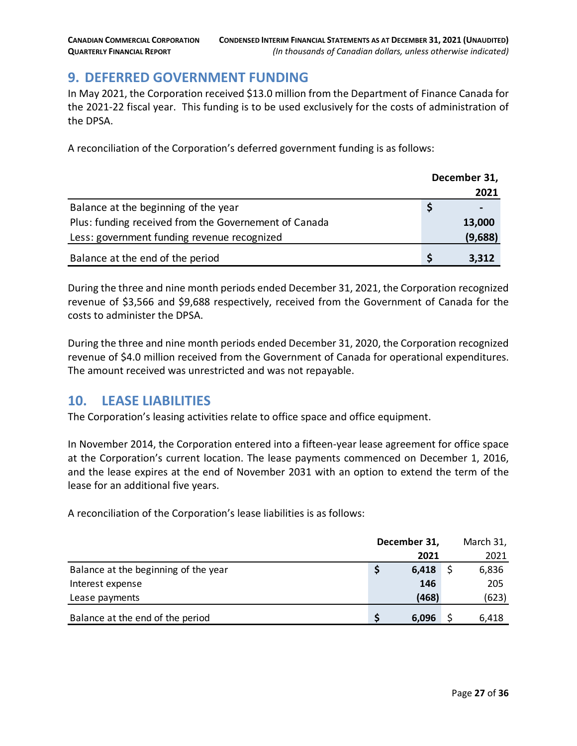## 9. DEFERRED GOVERNMENT FUNDING

In May 2021, the Corporation received $13.0 million from the Department of Finance Canada for the 2021-22 fiscal year. This funding is to be used exclusively for the costs of administration of the DPSA.

A reconciliation of the Corporation's deferred government funding is as follows:

| | December 31, 2021 |
|---|---|
| Balance at the beginning of the year | $ - |
| Plus: funding received from the Governement of Canada | 13,000 |
| Less: government funding revenue recognized | (9,688) |
| Balance at the end of the period | $ 3,312 |

During the three and nine month periods ended December 31, 2021, the Corporation recognized revenue of $3,566 and $9,688 respectively, received from the Government of Canada for the costs to administer the DPSA.

During the three and nine month periods ended December 31, 2020, the Corporation recognized revenue of $4.0 million received from the Government of Canada for operational expenditures. The amount received was unrestricted and was not repayable.

## 10. LEASE LIABILITIES

The Corporation's leasing activities relate to office space and office equipment.

In November 2014, the Corporation entered into a fifteen-year lease agreement for office space at the Corporation's current location. The lease payments commenced on December 1, 2016, and the lease expires at the end of November 2031 with an option to extend the term of the lease for an additional five years.

A reconciliation of the Corporation's lease liabilities is as follows:

| | December 31, 2021 | March 31, 2021 |
|---|---|---|
| Balance at the beginning of the year | $ 6,418 | $ 6,836 |
| Interest expense | 146 | 205 |
| Lease payments | (468) | (623) |
| Balance at the end of the period | $ 6,096 | $ 6,418 |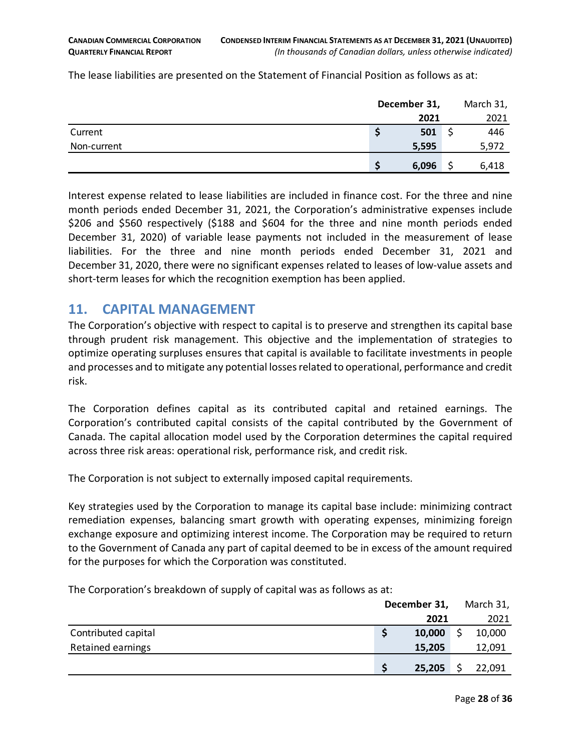The lease liabilities are presented on the Statement of Financial Position as follows as at:

| | December 31, 2021 | March 31, 2021 |
|---|---|---|
| Current | $ 501 | $ 446 |
| Non-current | 5,595 | 5,972 |
| | $ 6,096 | $ 6,418 |

Interest expense related to lease liabilities are included in finance cost. For the three and nine month periods ended December 31, 2021, the Corporation's administrative expenses include $206 and $560 respectively ($188 and $604 for the three and nine month periods ended December 31, 2020) of variable lease payments not included in the measurement of lease liabilities. For the three and nine month periods ended December 31, 2021 and December 31, 2020, there were no significant expenses related to leases of low-value assets and short-term leases for which the recognition exemption has been applied.

## 11. CAPITAL MANAGEMENT

The Corporation's objective with respect to capital is to preserve and strengthen its capital base through prudent risk management. This objective and the implementation of strategies to optimize operating surpluses ensures that capital is available to facilitate investments in people and processes and to mitigate any potential losses related to operational, performance and credit risk.

The Corporation defines capital as its contributed capital and retained earnings. The Corporation's contributed capital consists of the capital contributed by the Government of Canada. The capital allocation model used by the Corporation determines the capital required across three risk areas: operational risk, performance risk, and credit risk.

The Corporation is not subject to externally imposed capital requirements.

Key strategies used by the Corporation to manage its capital base include: minimizing contract remediation expenses, balancing smart growth with operating expenses, minimizing foreign exchange exposure and optimizing interest income. The Corporation may be required to return to the Government of Canada any part of capital deemed to be in excess of the amount required for the purposes for which the Corporation was constituted.

The Corporation's breakdown of supply of capital was as follows as at:

| | December 31, 2021 | March 31, 2021 |
|---|---|---|
| Contributed capital | $ 10,000 | $ 10,000 |
| Retained earnings | 15,205 | 12,091 |
| | $ 25,205 | $ 22,091 |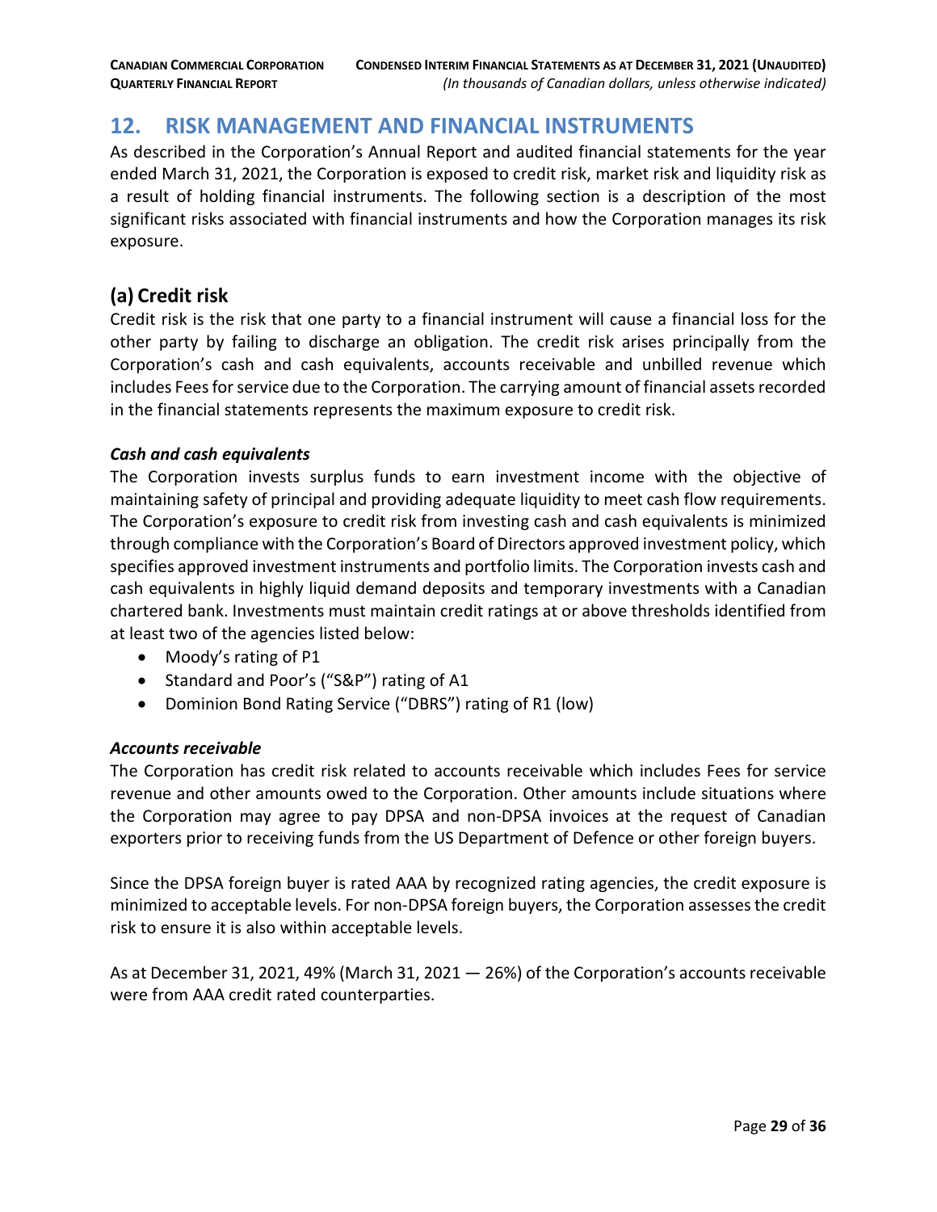## 12. RISK MANAGEMENT AND FINANCIAL INSTRUMENTS

As described in the Corporation's Annual Report and audited financial statements for the year ended March 31, 2021, the Corporation is exposed to credit risk, market risk and liquidity risk as a result of holding financial instruments. The following section is a description of the most significant risks associated with financial instruments and how the Corporation manages its risk exposure.

### (a) Credit risk

Credit risk is the risk that one party to a financial instrument will cause a financial loss for the other party by failing to discharge an obligation. The credit risk arises principally from the Corporation's cash and cash equivalents, accounts receivable and unbilled revenue which includes Fees for service due to the Corporation. The carrying amount of financial assets recorded in the financial statements represents the maximum exposure to credit risk.

***Cash and cash equivalents***

The Corporation invests surplus funds to earn investment income with the objective of maintaining safety of principal and providing adequate liquidity to meet cash flow requirements. The Corporation's exposure to credit risk from investing cash and cash equivalents is minimized through compliance with the Corporation's Board of Directors approved investment policy, which specifies approved investment instruments and portfolio limits. The Corporation invests cash and cash equivalents in highly liquid demand deposits and temporary investments with a Canadian chartered bank. Investments must maintain credit ratings at or above thresholds identified from at least two of the agencies listed below:

- Moody's rating of P1
- Standard and Poor's ("S&P") rating of A1
- Dominion Bond Rating Service ("DBRS") rating of R1 (low)

***Accounts receivable***

The Corporation has credit risk related to accounts receivable which includes Fees for service revenue and other amounts owed to the Corporation. Other amounts include situations where the Corporation may agree to pay DPSA and non-DPSA invoices at the request of Canadian exporters prior to receiving funds from the US Department of Defence or other foreign buyers.

Since the DPSA foreign buyer is rated AAA by recognized rating agencies, the credit exposure is minimized to acceptable levels. For non-DPSA foreign buyers, the Corporation assesses the credit risk to ensure it is also within acceptable levels.

As at December 31, 2021, 49% (March 31, 2021 — 26%) of the Corporation's accounts receivable were from AAA credit rated counterparties.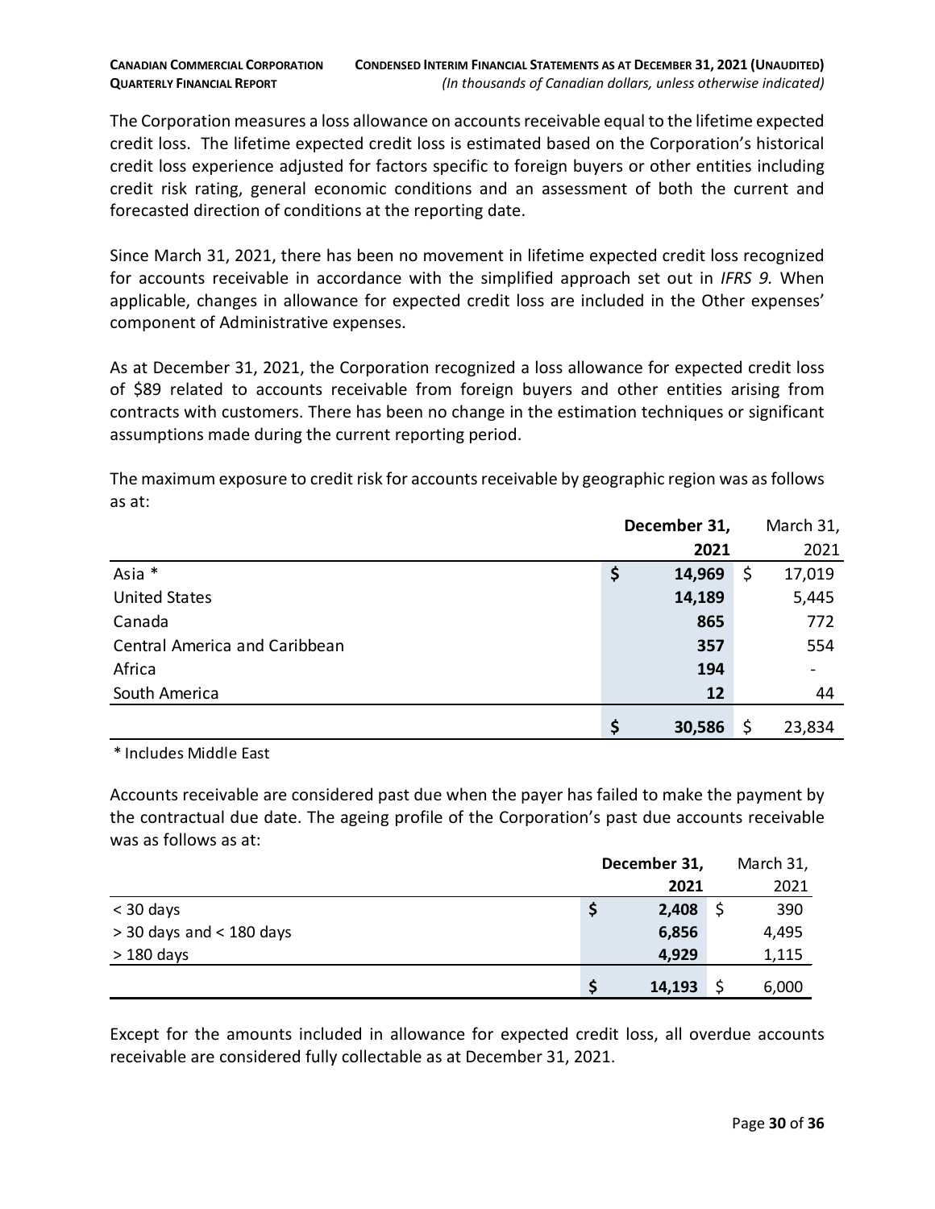The Corporation measures a loss allowance on accounts receivable equal to the lifetime expected credit loss. The lifetime expected credit loss is estimated based on the Corporation's historical credit loss experience adjusted for factors specific to foreign buyers or other entities including credit risk rating, general economic conditions and an assessment of both the current and forecasted direction of conditions at the reporting date.

Since March 31, 2021, there has been no movement in lifetime expected credit loss recognized for accounts receivable in accordance with the simplified approach set out in *IFRS 9.* When applicable, changes in allowance for expected credit loss are included in the Other expenses' component of Administrative expenses.

As at December 31, 2021, the Corporation recognized a loss allowance for expected credit loss of $89 related to accounts receivable from foreign buyers and other entities arising from contracts with customers. There has been no change in the estimation techniques or significant assumptions made during the current reporting period.

The maximum exposure to credit risk for accounts receivable by geographic region was as follows as at:

| | **December 31, 2021** | March 31, 2021 |
|---|---|---|
| Asia * | **$ 14,969** | $ 17,019 |
| United States | **14,189** | 5,445 |
| Canada | **865** | 772 |
| Central America and Caribbean | **357** | 554 |
| Africa | **194** | - |
| South America | **12** | 44 |
| | **$ 30,586** | $ 23,834 |

\* Includes Middle East

Accounts receivable are considered past due when the payer has failed to make the payment by the contractual due date. The ageing profile of the Corporation's past due accounts receivable was as follows as at:

| | **December 31, 2021** | March 31, 2021 |
|---|---|---|
| < 30 days | **$ 2,408** | $ 390 |
| > 30 days and < 180 days | **6,856** | 4,495 |
| > 180 days | **4,929** | 1,115 |
| | **$ 14,193** | $ 6,000 |

Except for the amounts included in allowance for expected credit loss, all overdue accounts receivable are considered fully collectable as at December 31, 2021.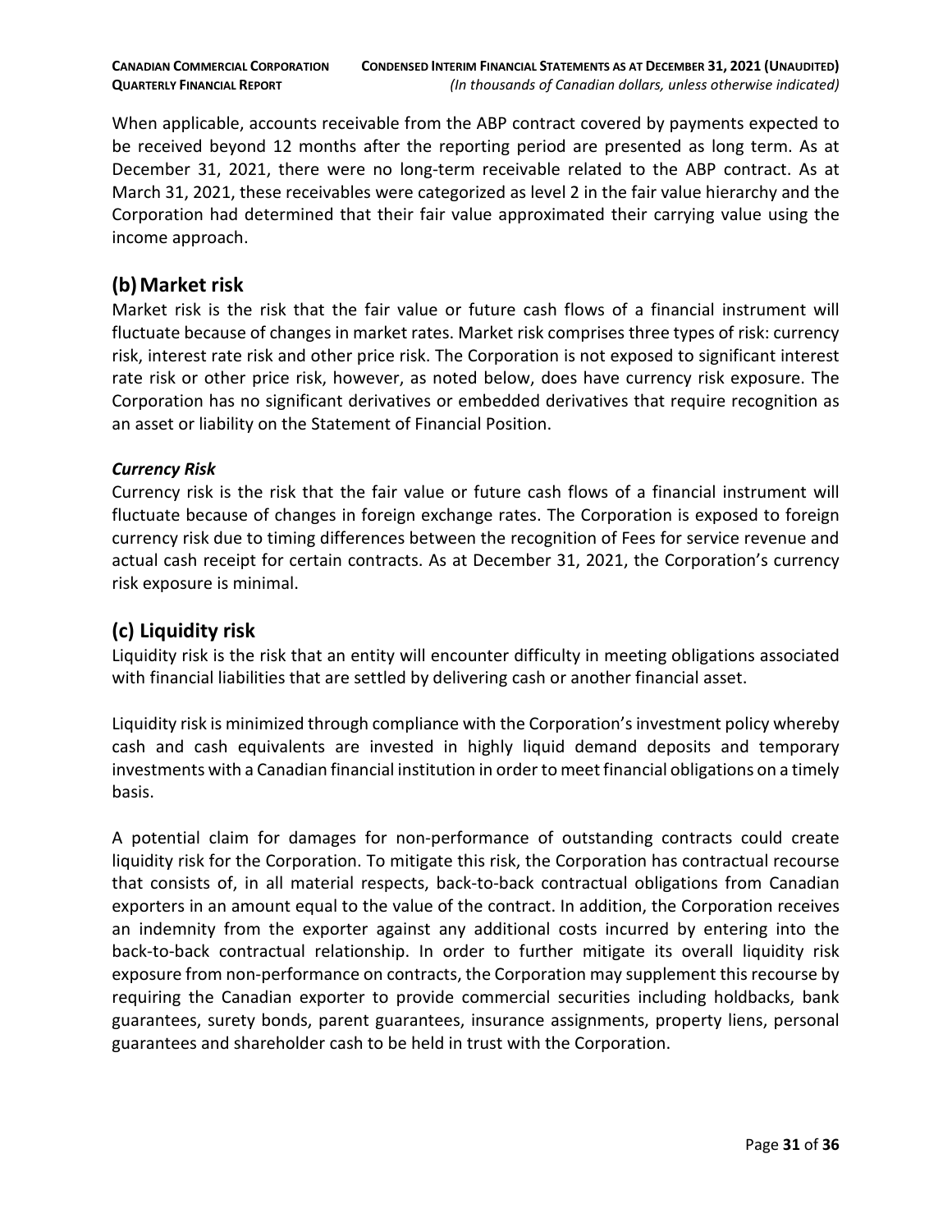When applicable, accounts receivable from the ABP contract covered by payments expected to be received beyond 12 months after the reporting period are presented as long term. As at December 31, 2021, there were no long-term receivable related to the ABP contract. As at March 31, 2021, these receivables were categorized as level 2 in the fair value hierarchy and the Corporation had determined that their fair value approximated their carrying value using the income approach.

## (b) Market risk

Market risk is the risk that the fair value or future cash flows of a financial instrument will fluctuate because of changes in market rates. Market risk comprises three types of risk: currency risk, interest rate risk and other price risk. The Corporation is not exposed to significant interest rate risk or other price risk, however, as noted below, does have currency risk exposure. The Corporation has no significant derivatives or embedded derivatives that require recognition as an asset or liability on the Statement of Financial Position.

***Currency Risk***

Currency risk is the risk that the fair value or future cash flows of a financial instrument will fluctuate because of changes in foreign exchange rates. The Corporation is exposed to foreign currency risk due to timing differences between the recognition of Fees for service revenue and actual cash receipt for certain contracts. As at December 31, 2021, the Corporation's currency risk exposure is minimal.

## (c) Liquidity risk

Liquidity risk is the risk that an entity will encounter difficulty in meeting obligations associated with financial liabilities that are settled by delivering cash or another financial asset.

Liquidity risk is minimized through compliance with the Corporation's investment policy whereby cash and cash equivalents are invested in highly liquid demand deposits and temporary investments with a Canadian financial institution in order to meet financial obligations on a timely basis.

A potential claim for damages for non-performance of outstanding contracts could create liquidity risk for the Corporation. To mitigate this risk, the Corporation has contractual recourse that consists of, in all material respects, back-to-back contractual obligations from Canadian exporters in an amount equal to the value of the contract. In addition, the Corporation receives an indemnity from the exporter against any additional costs incurred by entering into the back-to-back contractual relationship. In order to further mitigate its overall liquidity risk exposure from non-performance on contracts, the Corporation may supplement this recourse by requiring the Canadian exporter to provide commercial securities including holdbacks, bank guarantees, surety bonds, parent guarantees, insurance assignments, property liens, personal guarantees and shareholder cash to be held in trust with the Corporation.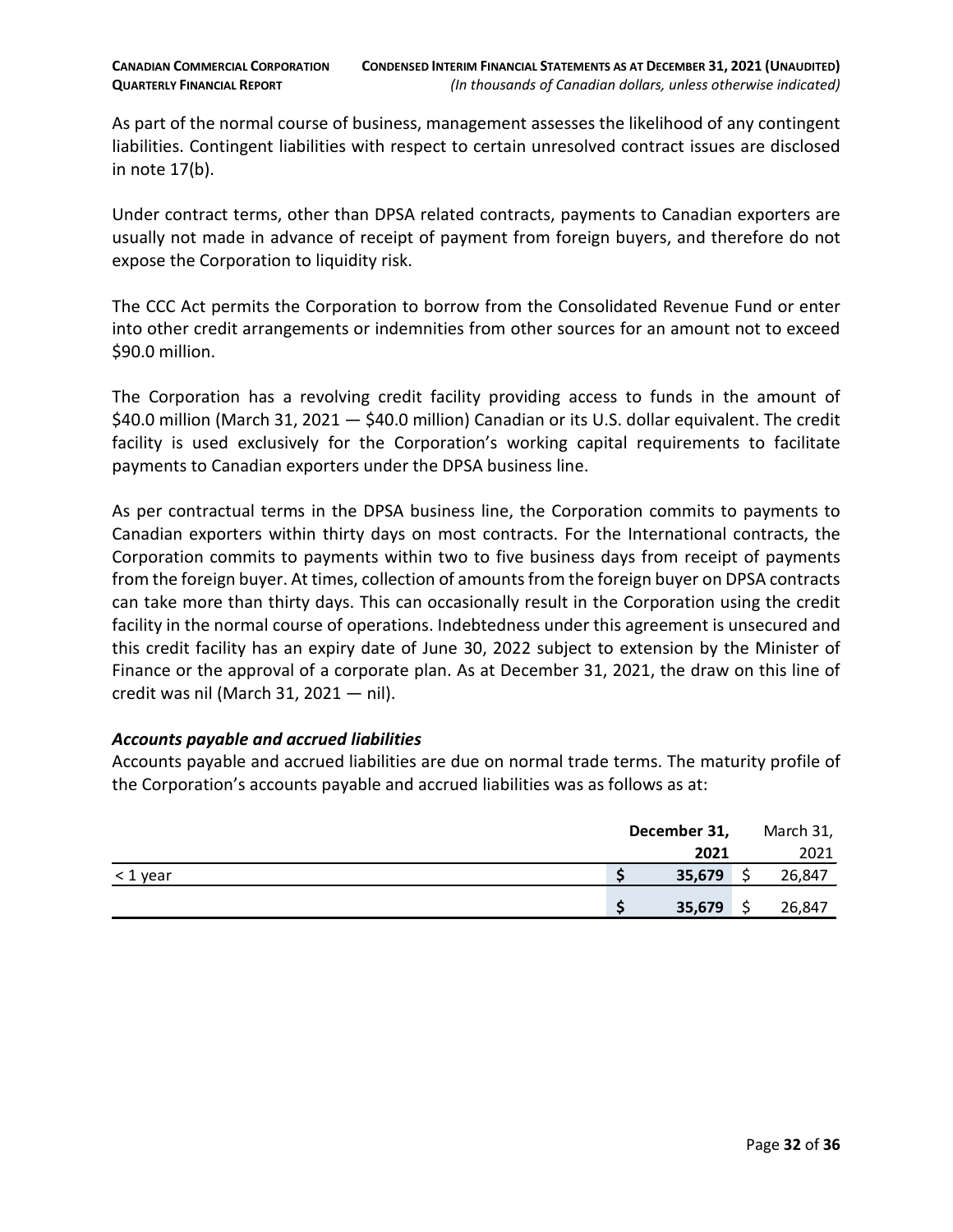As part of the normal course of business, management assesses the likelihood of any contingent liabilities. Contingent liabilities with respect to certain unresolved contract issues are disclosed in note 17(b).

Under contract terms, other than DPSA related contracts, payments to Canadian exporters are usually not made in advance of receipt of payment from foreign buyers, and therefore do not expose the Corporation to liquidity risk.

The CCC Act permits the Corporation to borrow from the Consolidated Revenue Fund or enter into other credit arrangements or indemnities from other sources for an amount not to exceed $90.0 million.

The Corporation has a revolving credit facility providing access to funds in the amount of $40.0 million (March 31, 2021 — $40.0 million) Canadian or its U.S. dollar equivalent. The credit facility is used exclusively for the Corporation's working capital requirements to facilitate payments to Canadian exporters under the DPSA business line.

As per contractual terms in the DPSA business line, the Corporation commits to payments to Canadian exporters within thirty days on most contracts. For the International contracts, the Corporation commits to payments within two to five business days from receipt of payments from the foreign buyer. At times, collection of amounts from the foreign buyer on DPSA contracts can take more than thirty days. This can occasionally result in the Corporation using the credit facility in the normal course of operations. Indebtedness under this agreement is unsecured and this credit facility has an expiry date of June 30, 2022 subject to extension by the Minister of Finance or the approval of a corporate plan. As at December 31, 2021, the draw on this line of credit was nil (March 31, 2021 — nil).

### *Accounts payable and accrued liabilities*

Accounts payable and accrued liabilities are due on normal trade terms. The maturity profile of the Corporation's accounts payable and accrued liabilities was as follows as at:

| | **December 31, 2021** | March 31, 2021 |
|---|---|---|
| < 1 year | **$ 35,679** | $ 26,847 |
| | **$ 35,679** | $ 26,847 |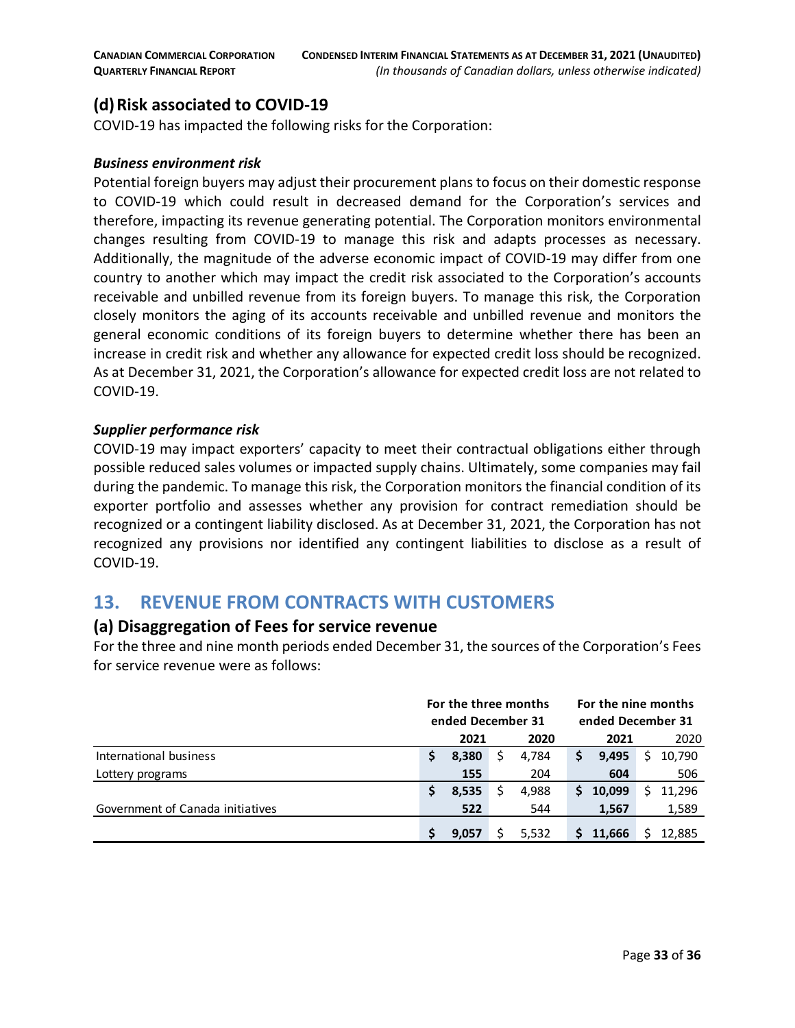## (d) Risk associated to COVID-19

COVID-19 has impacted the following risks for the Corporation:

***Business environment risk***

Potential foreign buyers may adjust their procurement plans to focus on their domestic response to COVID-19 which could result in decreased demand for the Corporation's services and therefore, impacting its revenue generating potential. The Corporation monitors environmental changes resulting from COVID-19 to manage this risk and adapts processes as necessary. Additionally, the magnitude of the adverse economic impact of COVID-19 may differ from one country to another which may impact the credit risk associated to the Corporation's accounts receivable and unbilled revenue from its foreign buyers. To manage this risk, the Corporation closely monitors the aging of its accounts receivable and unbilled revenue and monitors the general economic conditions of its foreign buyers to determine whether there has been an increase in credit risk and whether any allowance for expected credit loss should be recognized. As at December 31, 2021, the Corporation's allowance for expected credit loss are not related to COVID-19.

***Supplier performance risk***

COVID-19 may impact exporters' capacity to meet their contractual obligations either through possible reduced sales volumes or impacted supply chains. Ultimately, some companies may fail during the pandemic. To manage this risk, the Corporation monitors the financial condition of its exporter portfolio and assesses whether any provision for contract remediation should be recognized or a contingent liability disclosed. As at December 31, 2021, the Corporation has not recognized any provisions nor identified any contingent liabilities to disclose as a result of COVID-19.

# 13. REVENUE FROM CONTRACTS WITH CUSTOMERS

## (a) Disaggregation of Fees for service revenue

For the three and nine month periods ended December 31, the sources of the Corporation's Fees for service revenue were as follows:

| | For the three months ended December 31 | | For the nine months ended December 31 | |
|---|---|---|---|---|
| | **2021** | 2020 | **2021** | 2020 |
| International business | **$ 8,380** | $ 4,784 | **$ 9,495** | $ 10,790 |
| Lottery programs | **155** | 204 | **604** | 506 |
| | **$ 8,535** | $ 4,988 | **$ 10,099** | $ 11,296 |
| Government of Canada initiatives | **522** | 544 | **1,567** | 1,589 |
| | **$ 9,057** | $ 5,532 | **$ 11,666** | $ 12,885 |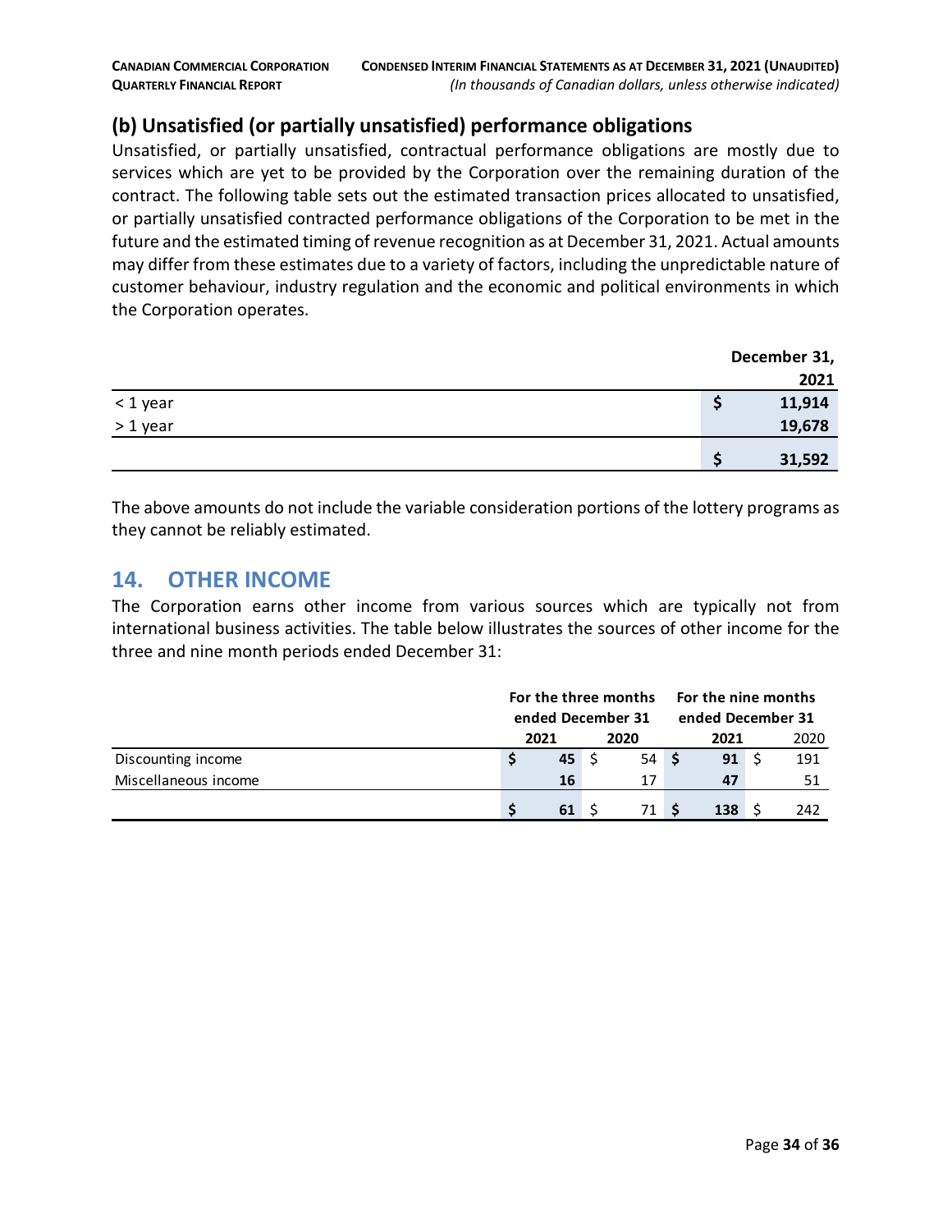## (b) Unsatisfied (or partially unsatisfied) performance obligations

Unsatisfied, or partially unsatisfied, contractual performance obligations are mostly due to services which are yet to be provided by the Corporation over the remaining duration of the contract. The following table sets out the estimated transaction prices allocated to unsatisfied, or partially unsatisfied contracted performance obligations of the Corporation to be met in the future and the estimated timing of revenue recognition as at December 31, 2021. Actual amounts may differ from these estimates due to a variety of factors, including the unpredictable nature of customer behaviour, industry regulation and the economic and political environments in which the Corporation operates.

| | December 31, 2021 |
|---|---|
| < 1 year | $ 11,914 |
| > 1 year | 19,678 |
| | $ 31,592 |

The above amounts do not include the variable consideration portions of the lottery programs as they cannot be reliably estimated.

# 14. OTHER INCOME

The Corporation earns other income from various sources which are typically not from international business activities. The table below illustrates the sources of other income for the three and nine month periods ended December 31:

| | For the three months ended December 31 | | For the nine months ended December 31 | |
|---|---|---|---|---|
| | 2021 | 2020 | 2021 | 2020 |
| Discounting income | $ 45 | $ 54 | $ 91 | $ 191 |
| Miscellaneous income | 16 | 17 | 47 | 51 |
| | $ 61 | $ 71 | $ 138 | $ 242 |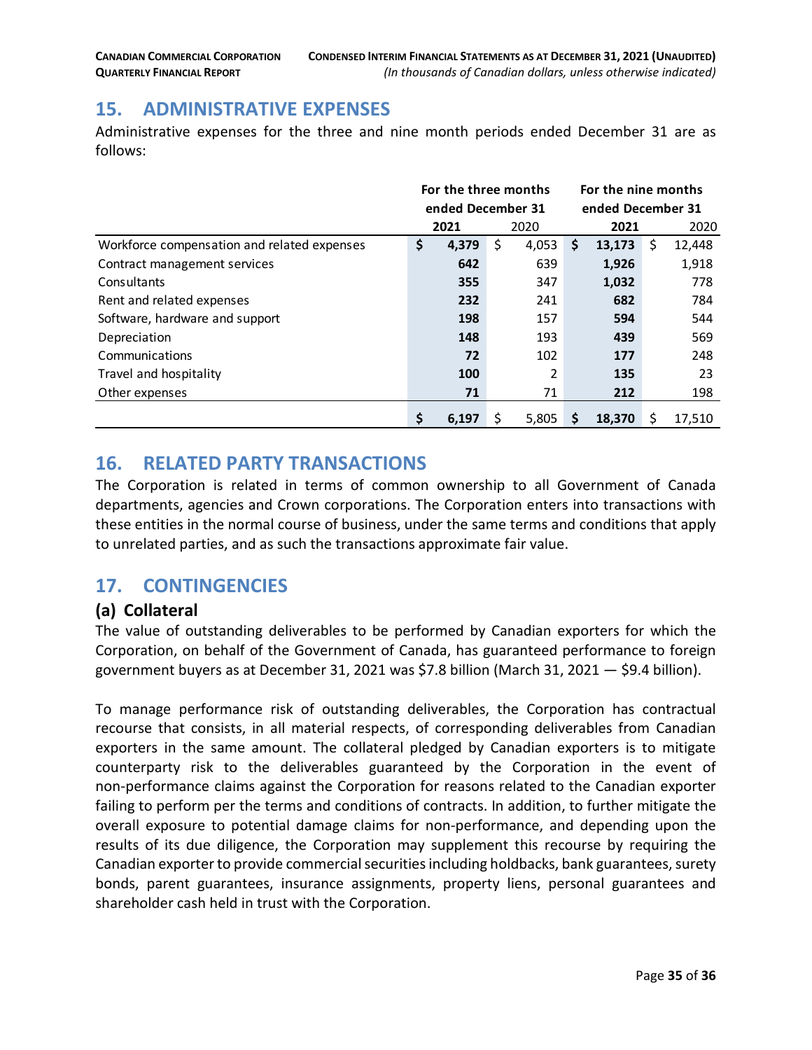## 15. ADMINISTRATIVE EXPENSES

Administrative expenses for the three and nine month periods ended December 31 are as follows:

| | For the three months ended December 31 | | For the nine months ended December 31 | |
|---|---|---|---|---|
| | **2021** | 2020 | **2021** | 2020 |
| Workforce compensation and related expenses | **$ 4,379** | $ 4,053 | **$ 13,173** | $ 12,448 |
| Contract management services | **642** | 639 | **1,926** | 1,918 |
| Consultants | **355** | 347 | **1,032** | 778 |
| Rent and related expenses | **232** | 241 | **682** | 784 |
| Software, hardware and support | **198** | 157 | **594** | 544 |
| Depreciation | **148** | 193 | **439** | 569 |
| Communications | **72** | 102 | **177** | 248 |
| Travel and hospitality | **100** | 2 | **135** | 23 |
| Other expenses | **71** | 71 | **212** | 198 |
| | **$ 6,197** | $ 5,805 | **$ 18,370** | $ 17,510 |

## 16. RELATED PARTY TRANSACTIONS

The Corporation is related in terms of common ownership to all Government of Canada departments, agencies and Crown corporations. The Corporation enters into transactions with these entities in the normal course of business, under the same terms and conditions that apply to unrelated parties, and as such the transactions approximate fair value.

## 17. CONTINGENCIES

### (a) Collateral

The value of outstanding deliverables to be performed by Canadian exporters for which the Corporation, on behalf of the Government of Canada, has guaranteed performance to foreign government buyers as at December 31, 2021 was $7.8 billion (March 31, 2021 — $9.4 billion).

To manage performance risk of outstanding deliverables, the Corporation has contractual recourse that consists, in all material respects, of corresponding deliverables from Canadian exporters in the same amount. The collateral pledged by Canadian exporters is to mitigate counterparty risk to the deliverables guaranteed by the Corporation in the event of non-performance claims against the Corporation for reasons related to the Canadian exporter failing to perform per the terms and conditions of contracts. In addition, to further mitigate the overall exposure to potential damage claims for non-performance, and depending upon the results of its due diligence, the Corporation may supplement this recourse by requiring the Canadian exporter to provide commercial securities including holdbacks, bank guarantees, surety bonds, parent guarantees, insurance assignments, property liens, personal guarantees and shareholder cash held in trust with the Corporation.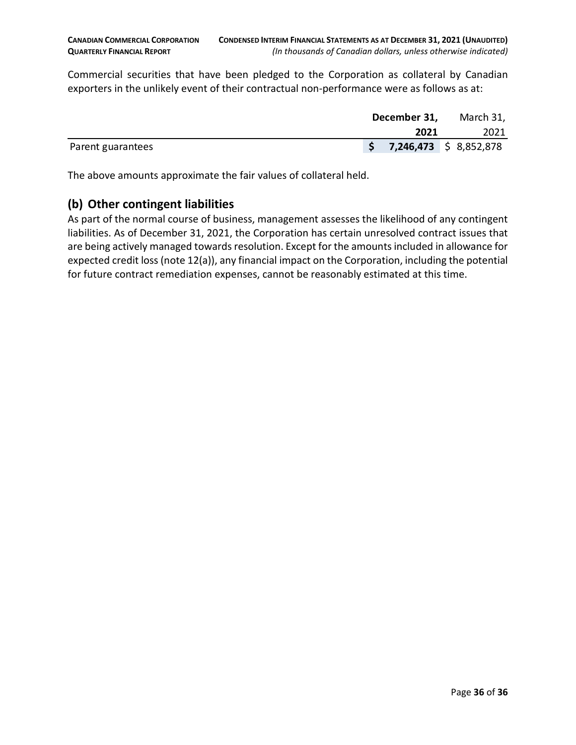Commercial securities that have been pledged to the Corporation as collateral by Canadian exporters in the unlikely event of their contractual non-performance were as follows as at:

| | December 31, 2021 | March 31, 2021 |
|---|---|---|
| Parent guarantees | $ 7,246,473 | $ 8,852,878 |

The above amounts approximate the fair values of collateral held.

## (b) Other contingent liabilities

As part of the normal course of business, management assesses the likelihood of any contingent liabilities. As of December 31, 2021, the Corporation has certain unresolved contract issues that are being actively managed towards resolution. Except for the amounts included in allowance for expected credit loss (note 12(a)), any financial impact on the Corporation, including the potential for future contract remediation expenses, cannot be reasonably estimated at this time.